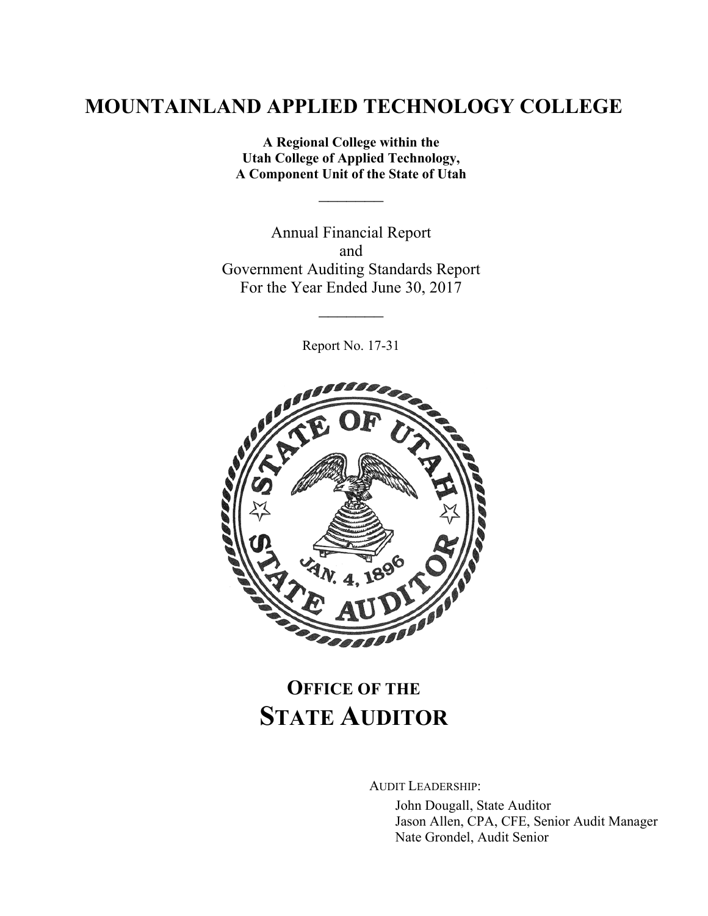# MOUNTAINLAND APPLIED TECHNOLOGY COLLEGE

**A Regional College within the**
**Utah College of Applied Technology,**
**A Component Unit of the State of Utah**

---

Annual Financial Report
and
Government Auditing Standards Report
For the Year Ended June 30, 2017

---

Report No. 17-31

## OFFICE OF THE STATE AUDITOR

AUDIT LEADERSHIP:

John Dougall, State Auditor
Jason Allen, CPA, CFE, Senior Audit Manager
Nate Grondel, Audit Senior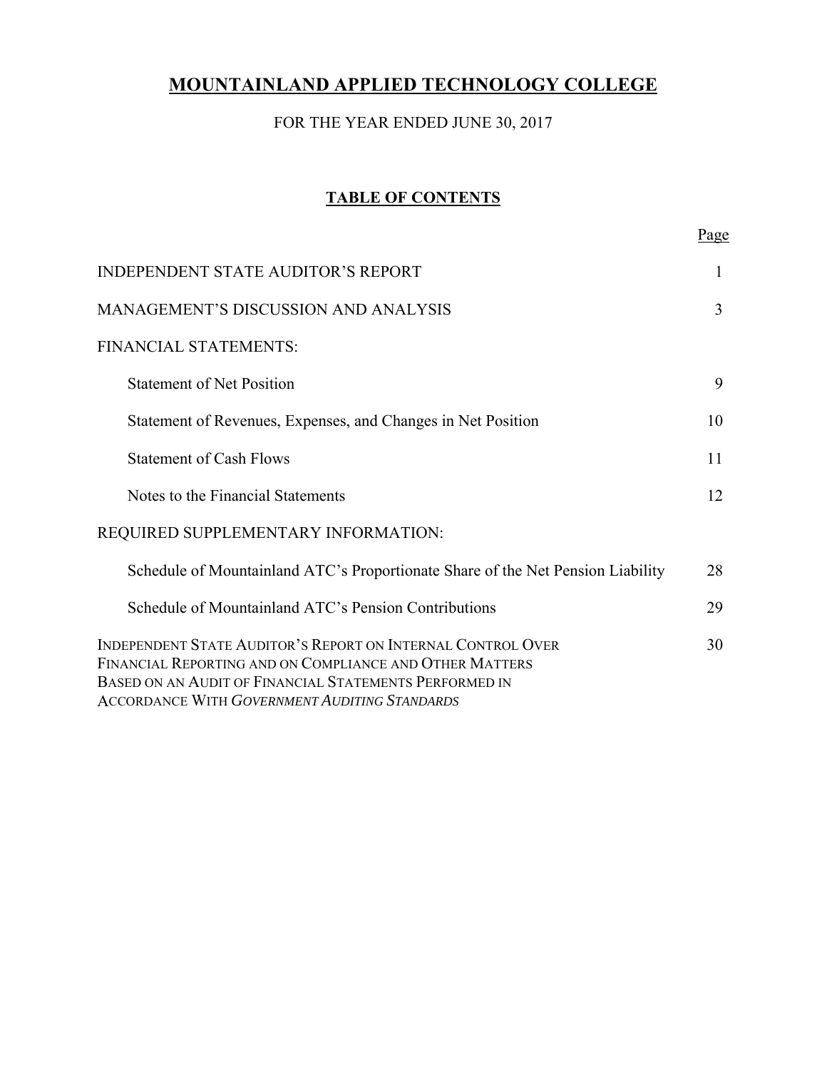# MOUNTAINLAND APPLIED TECHNOLOGY COLLEGE

FOR THE YEAR ENDED JUNE 30, 2017

## TABLE OF CONTENTS

| | Page |
|---|---|
| INDEPENDENT STATE AUDITOR'S REPORT | 1 |
| MANAGEMENT'S DISCUSSION AND ANALYSIS | 3 |
| FINANCIAL STATEMENTS: | |
| Statement of Net Position | 9 |
| Statement of Revenues, Expenses, and Changes in Net Position | 10 |
| Statement of Cash Flows | 11 |
| Notes to the Financial Statements | 12 |
| REQUIRED SUPPLEMENTARY INFORMATION: | |
| Schedule of Mountainland ATC's Proportionate Share of the Net Pension Liability | 28 |
| Schedule of Mountainland ATC's Pension Contributions | 29 |
| INDEPENDENT STATE AUDITOR'S REPORT ON INTERNAL CONTROL OVER FINANCIAL REPORTING AND ON COMPLIANCE AND OTHER MATTERS BASED ON AN AUDIT OF FINANCIAL STATEMENTS PERFORMED IN ACCORDANCE WITH *GOVERNMENT AUDITING STANDARDS* | 30 |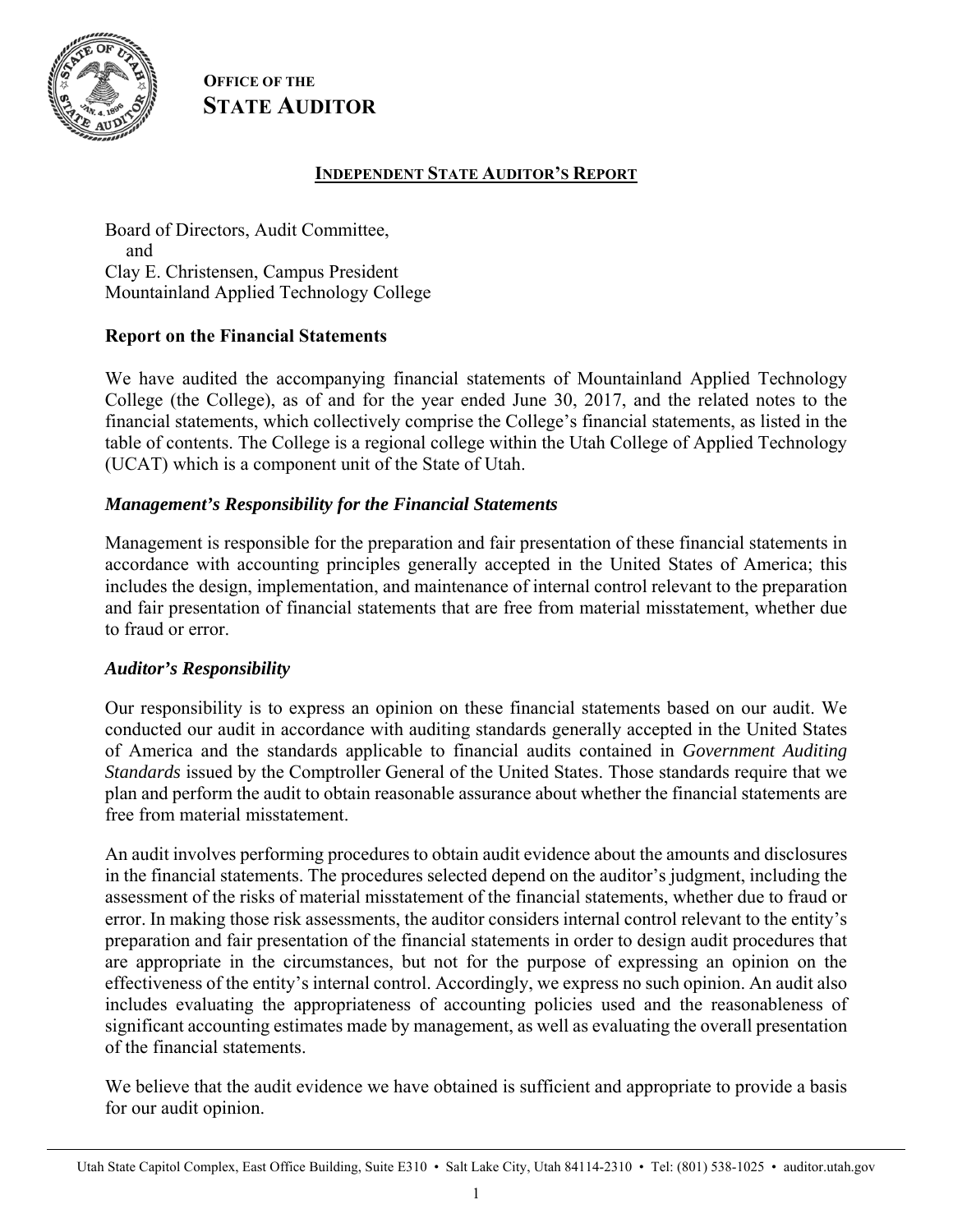**OFFICE OF THE**
**STATE AUDITOR**

## INDEPENDENT STATE AUDITOR'S REPORT

Board of Directors, Audit Committee,
and
Clay E. Christensen, Campus President
Mountainland Applied Technology College

### Report on the Financial Statements

We have audited the accompanying financial statements of Mountainland Applied Technology College (the College), as of and for the year ended June 30, 2017, and the related notes to the financial statements, which collectively comprise the College's financial statements, as listed in the table of contents. The College is a regional college within the Utah College of Applied Technology (UCAT) which is a component unit of the State of Utah.

### *Management's Responsibility for the Financial Statements*

Management is responsible for the preparation and fair presentation of these financial statements in accordance with accounting principles generally accepted in the United States of America; this includes the design, implementation, and maintenance of internal control relevant to the preparation and fair presentation of financial statements that are free from material misstatement, whether due to fraud or error.

### *Auditor's Responsibility*

Our responsibility is to express an opinion on these financial statements based on our audit. We conducted our audit in accordance with auditing standards generally accepted in the United States of America and the standards applicable to financial audits contained in *Government Auditing Standards* issued by the Comptroller General of the United States. Those standards require that we plan and perform the audit to obtain reasonable assurance about whether the financial statements are free from material misstatement.

An audit involves performing procedures to obtain audit evidence about the amounts and disclosures in the financial statements. The procedures selected depend on the auditor's judgment, including the assessment of the risks of material misstatement of the financial statements, whether due to fraud or error. In making those risk assessments, the auditor considers internal control relevant to the entity's preparation and fair presentation of the financial statements in order to design audit procedures that are appropriate in the circumstances, but not for the purpose of expressing an opinion on the effectiveness of the entity's internal control. Accordingly, we express no such opinion. An audit also includes evaluating the appropriateness of accounting policies used and the reasonableness of significant accounting estimates made by management, as well as evaluating the overall presentation of the financial statements.

We believe that the audit evidence we have obtained is sufficient and appropriate to provide a basis for our audit opinion.

Utah State Capitol Complex, East Office Building, Suite E310 • Salt Lake City, Utah 84114-2310 • Tel: (801) 538-1025 • auditor.utah.gov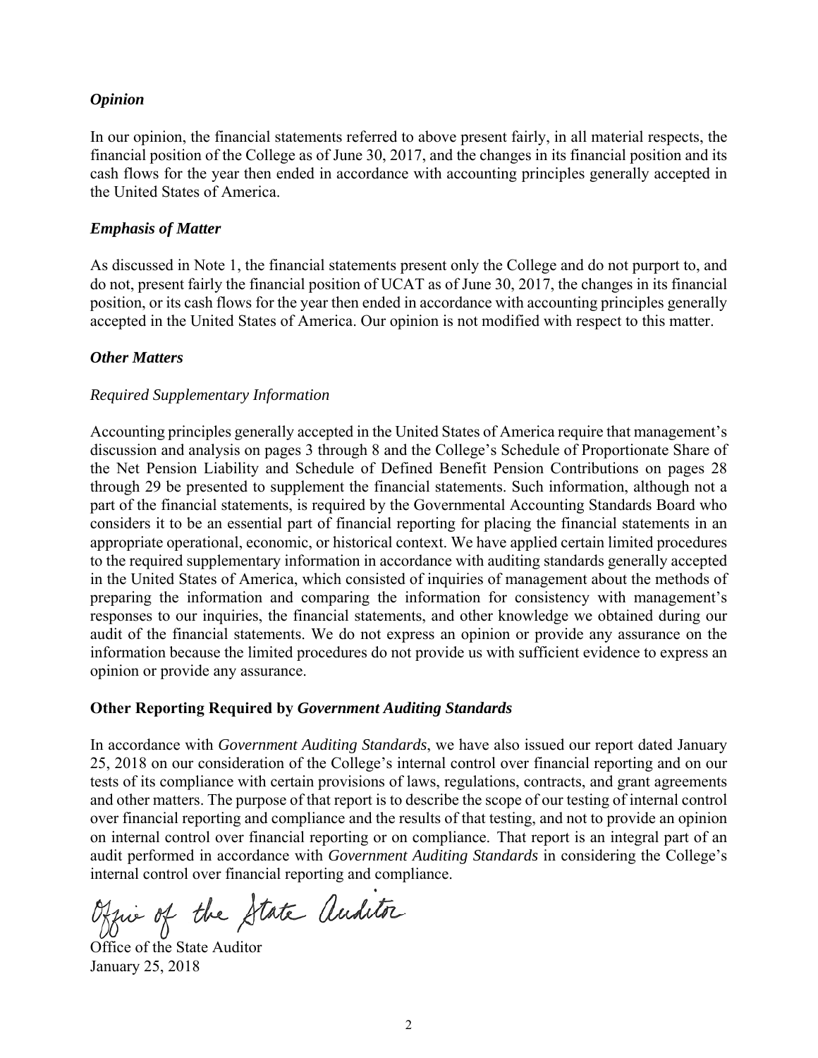### *Opinion*

In our opinion, the financial statements referred to above present fairly, in all material respects, the financial position of the College as of June 30, 2017, and the changes in its financial position and its cash flows for the year then ended in accordance with accounting principles generally accepted in the United States of America.

### *Emphasis of Matter*

As discussed in Note 1, the financial statements present only the College and do not purport to, and do not, present fairly the financial position of UCAT as of June 30, 2017, the changes in its financial position, or its cash flows for the year then ended in accordance with accounting principles generally accepted in the United States of America. Our opinion is not modified with respect to this matter.

### *Other Matters*

*Required Supplementary Information*

Accounting principles generally accepted in the United States of America require that management's discussion and analysis on pages 3 through 8 and the College's Schedule of Proportionate Share of the Net Pension Liability and Schedule of Defined Benefit Pension Contributions on pages 28 through 29 be presented to supplement the financial statements. Such information, although not a part of the financial statements, is required by the Governmental Accounting Standards Board who considers it to be an essential part of financial reporting for placing the financial statements in an appropriate operational, economic, or historical context. We have applied certain limited procedures to the required supplementary information in accordance with auditing standards generally accepted in the United States of America, which consisted of inquiries of management about the methods of preparing the information and comparing the information for consistency with management's responses to our inquiries, the financial statements, and other knowledge we obtained during our audit of the financial statements. We do not express an opinion or provide any assurance on the information because the limited procedures do not provide us with sufficient evidence to express an opinion or provide any assurance.

### Other Reporting Required by *Government Auditing Standards*

In accordance with *Government Auditing Standards*, we have also issued our report dated January 25, 2018 on our consideration of the College's internal control over financial reporting and on our tests of its compliance with certain provisions of laws, regulations, contracts, and grant agreements and other matters. The purpose of that report is to describe the scope of our testing of internal control over financial reporting and compliance and the results of that testing, and not to provide an opinion on internal control over financial reporting or on compliance. That report is an integral part of an audit performed in accordance with *Government Auditing Standards* in considering the College's internal control over financial reporting and compliance.

*Office of the State Auditor*

Office of the State Auditor
January 25, 2018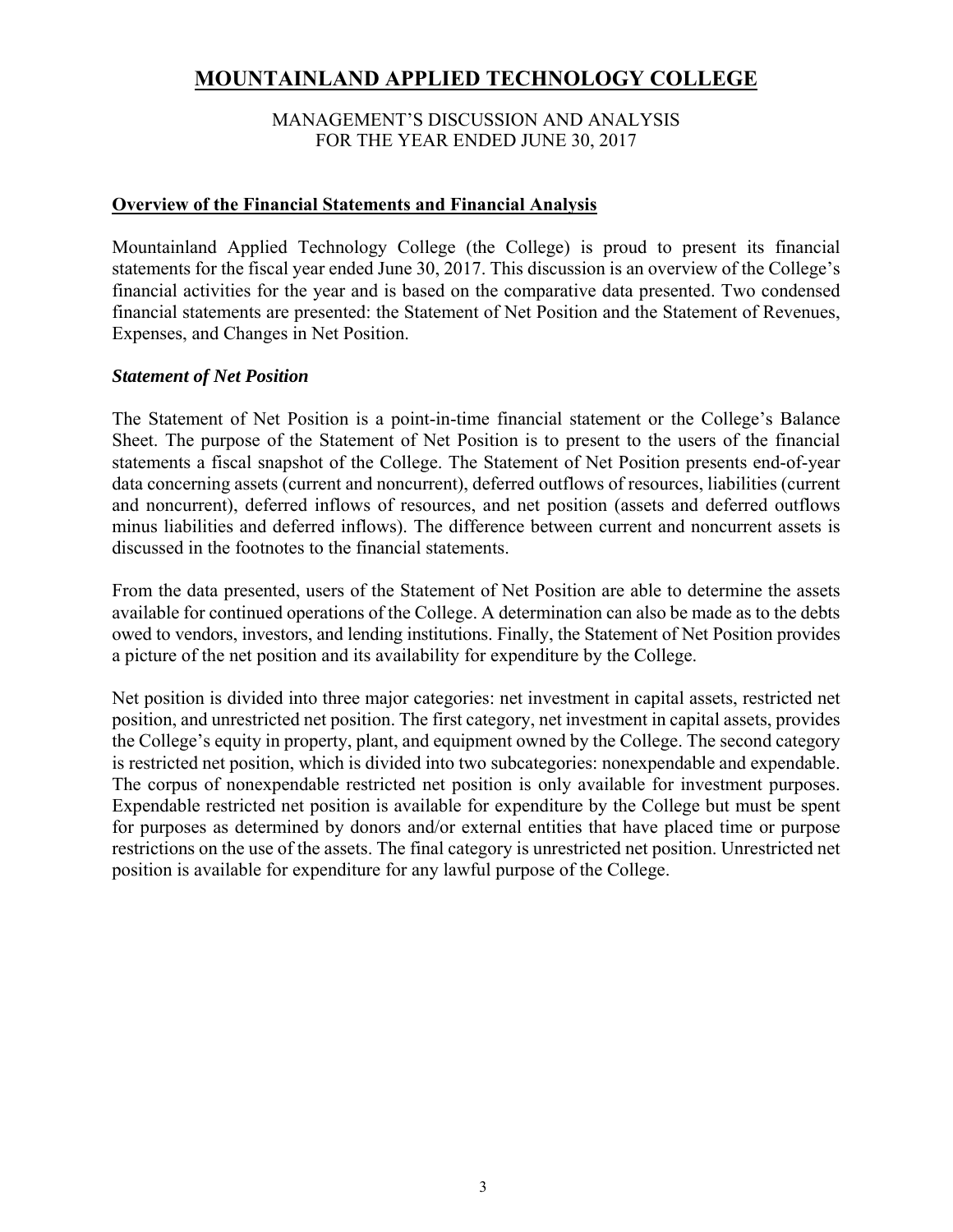# MOUNTAINLAND APPLIED TECHNOLOGY COLLEGE

MANAGEMENT'S DISCUSSION AND ANALYSIS
FOR THE YEAR ENDED JUNE 30, 2017

## Overview of the Financial Statements and Financial Analysis

Mountainland Applied Technology College (the College) is proud to present its financial statements for the fiscal year ended June 30, 2017. This discussion is an overview of the College's financial activities for the year and is based on the comparative data presented. Two condensed financial statements are presented: the Statement of Net Position and the Statement of Revenues, Expenses, and Changes in Net Position.

### *Statement of Net Position*

The Statement of Net Position is a point-in-time financial statement or the College's Balance Sheet. The purpose of the Statement of Net Position is to present to the users of the financial statements a fiscal snapshot of the College. The Statement of Net Position presents end-of-year data concerning assets (current and noncurrent), deferred outflows of resources, liabilities (current and noncurrent), deferred inflows of resources, and net position (assets and deferred outflows minus liabilities and deferred inflows). The difference between current and noncurrent assets is discussed in the footnotes to the financial statements.

From the data presented, users of the Statement of Net Position are able to determine the assets available for continued operations of the College. A determination can also be made as to the debts owed to vendors, investors, and lending institutions. Finally, the Statement of Net Position provides a picture of the net position and its availability for expenditure by the College.

Net position is divided into three major categories: net investment in capital assets, restricted net position, and unrestricted net position. The first category, net investment in capital assets, provides the College's equity in property, plant, and equipment owned by the College. The second category is restricted net position, which is divided into two subcategories: nonexpendable and expendable. The corpus of nonexpendable restricted net position is only available for investment purposes. Expendable restricted net position is available for expenditure by the College but must be spent for purposes as determined by donors and/or external entities that have placed time or purpose restrictions on the use of the assets. The final category is unrestricted net position. Unrestricted net position is available for expenditure for any lawful purpose of the College.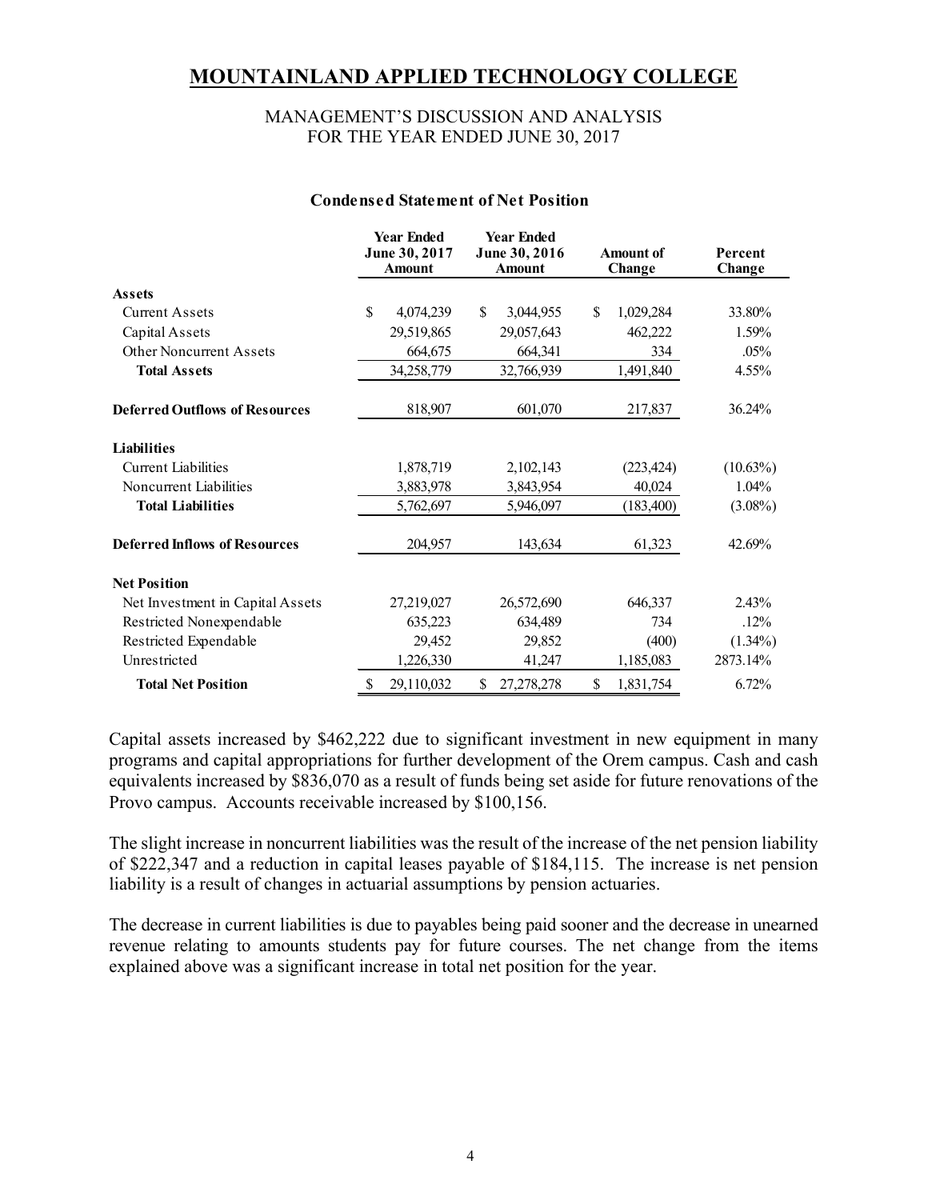# MOUNTAINLAND APPLIED TECHNOLOGY COLLEGE

MANAGEMENT'S DISCUSSION AND ANALYSIS
FOR THE YEAR ENDED JUNE 30, 2017

### Condensed Statement of Net Position

| | Year Ended June 30, 2017 Amount | Year Ended June 30, 2016 Amount | Amount of Change | Percent Change |
|---|---|---|---|---|
| **Assets** | | | | |
| Current Assets | $ 4,074,239 | $ 3,044,955 | $ 1,029,284 | 33.80% |
| Capital Assets | 29,519,865 | 29,057,643 | 462,222 | 1.59% |
| Other Noncurrent Assets | 664,675 | 664,341 | 334 | .05% |
| **Total Assets** | 34,258,779 | 32,766,939 | 1,491,840 | 4.55% |
| **Deferred Outflows of Resources** | 818,907 | 601,070 | 217,837 | 36.24% |
| **Liabilities** | | | | |
| Current Liabilities | 1,878,719 | 2,102,143 | (223,424) | (10.63%) |
| Noncurrent Liabilities | 3,883,978 | 3,843,954 | 40,024 | 1.04% |
| **Total Liabilities** | 5,762,697 | 5,946,097 | (183,400) | (3.08%) |
| **Deferred Inflows of Resources** | 204,957 | 143,634 | 61,323 | 42.69% |
| **Net Position** | | | | |
| Net Investment in Capital Assets | 27,219,027 | 26,572,690 | 646,337 | 2.43% |
| Restricted Nonexpendable | 635,223 | 634,489 | 734 | .12% |
| Restricted Expendable | 29,452 | 29,852 | (400) | (1.34%) |
| Unrestricted | 1,226,330 | 41,247 | 1,185,083 | 2873.14% |
| **Total Net Position** | $ 29,110,032 | $ 27,278,278 | $ 1,831,754 | 6.72% |

Capital assets increased by $462,222 due to significant investment in new equipment in many programs and capital appropriations for further development of the Orem campus. Cash and cash equivalents increased by $836,070 as a result of funds being set aside for future renovations of the Provo campus. Accounts receivable increased by $100,156.

The slight increase in noncurrent liabilities was the result of the increase of the net pension liability of $222,347 and a reduction in capital leases payable of $184,115. The increase is net pension liability is a result of changes in actuarial assumptions by pension actuaries.

The decrease in current liabilities is due to payables being paid sooner and the decrease in unearned revenue relating to amounts students pay for future courses. The net change from the items explained above was a significant increase in total net position for the year.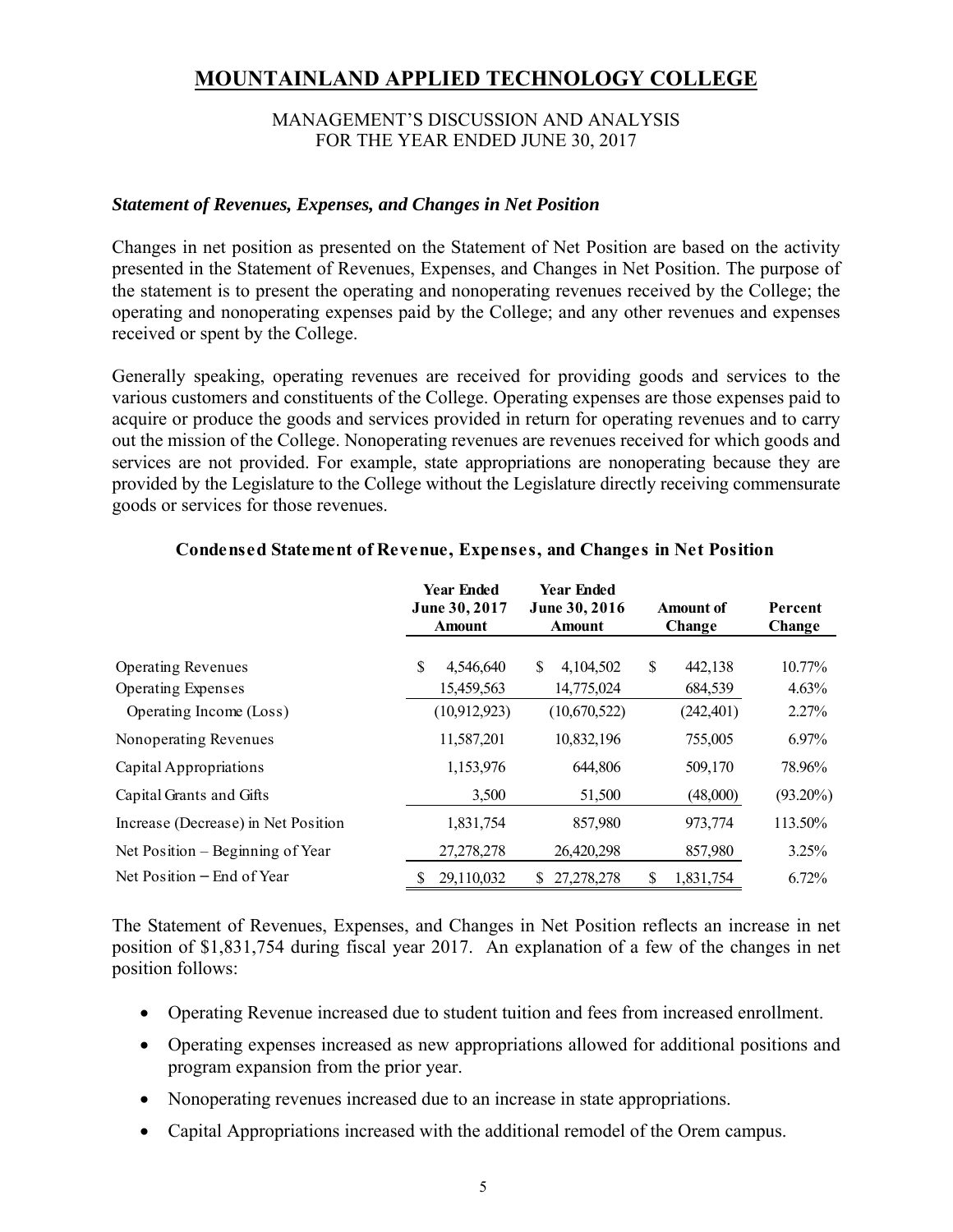# MOUNTAINLAND APPLIED TECHNOLOGY COLLEGE

MANAGEMENT'S DISCUSSION AND ANALYSIS
FOR THE YEAR ENDED JUNE 30, 2017

### *Statement of Revenues, Expenses, and Changes in Net Position*

Changes in net position as presented on the Statement of Net Position are based on the activity presented in the Statement of Revenues, Expenses, and Changes in Net Position. The purpose of the statement is to present the operating and nonoperating revenues received by the College; the operating and nonoperating expenses paid by the College; and any other revenues and expenses received or spent by the College.

Generally speaking, operating revenues are received for providing goods and services to the various customers and constituents of the College. Operating expenses are those expenses paid to acquire or produce the goods and services provided in return for operating revenues and to carry out the mission of the College. Nonoperating revenues are revenues received for which goods and services are not provided. For example, state appropriations are nonoperating because they are provided by the Legislature to the College without the Legislature directly receiving commensurate goods or services for those revenues.

**Condensed Statement of Revenue, Expenses, and Changes in Net Position**

| | Year Ended June 30, 2017 Amount | Year Ended June 30, 2016 Amount | Amount of Change | Percent Change |
|---|---|---|---|---|
| Operating Revenues | $ 4,546,640 | $ 4,104,502 | $ 442,138 | 10.77% |
| Operating Expenses | 15,459,563 | 14,775,024 | 684,539 | 4.63% |
| Operating Income (Loss) | (10,912,923) | (10,670,522) | (242,401) | 2.27% |
| Nonoperating Revenues | 11,587,201 | 10,832,196 | 755,005 | 6.97% |
| Capital Appropriations | 1,153,976 | 644,806 | 509,170 | 78.96% |
| Capital Grants and Gifts | 3,500 | 51,500 | (48,000) | (93.20%) |
| Increase (Decrease) in Net Position | 1,831,754 | 857,980 | 973,774 | 113.50% |
| Net Position – Beginning of Year | 27,278,278 | 26,420,298 | 857,980 | 3.25% |
| Net Position – End of Year | $ 29,110,032 | $ 27,278,278 | $ 1,831,754 | 6.72% |

The Statement of Revenues, Expenses, and Changes in Net Position reflects an increase in net position of $1,831,754 during fiscal year 2017. An explanation of a few of the changes in net position follows:

- Operating Revenue increased due to student tuition and fees from increased enrollment.
- Operating expenses increased as new appropriations allowed for additional positions and program expansion from the prior year.
- Nonoperating revenues increased due to an increase in state appropriations.
- Capital Appropriations increased with the additional remodel of the Orem campus.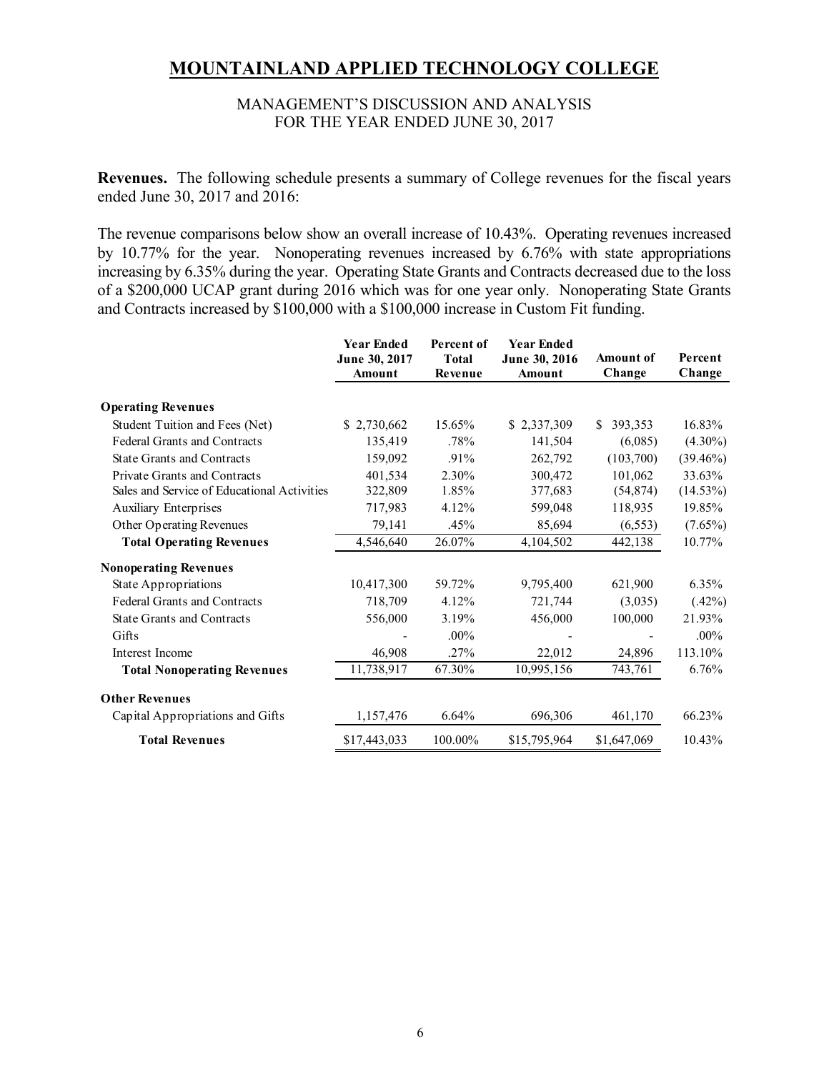# MOUNTAINLAND APPLIED TECHNOLOGY COLLEGE

MANAGEMENT'S DISCUSSION AND ANALYSIS
FOR THE YEAR ENDED JUNE 30, 2017

**Revenues.** The following schedule presents a summary of College revenues for the fiscal years ended June 30, 2017 and 2016:

The revenue comparisons below show an overall increase of 10.43%. Operating revenues increased by 10.77% for the year. Nonoperating revenues increased by 6.76% with state appropriations increasing by 6.35% during the year. Operating State Grants and Contracts decreased due to the loss of a $200,000 UCAP grant during 2016 which was for one year only. Nonoperating State Grants and Contracts increased by $100,000 with a $100,000 increase in Custom Fit funding.

| | Year Ended June 30, 2017 Amount | Percent of Total Revenue | Year Ended June 30, 2016 Amount | Amount of Change | Percent Change |
|---|---|---|---|---|---|
| **Operating Revenues** | | | | | |
| Student Tuition and Fees (Net) | $ 2,730,662 | 15.65% | $ 2,337,309 | $ 393,353 | 16.83% |
| Federal Grants and Contracts | 135,419 | .78% | 141,504 | (6,085) | (4.30%) |
| State Grants and Contracts | 159,092 | .91% | 262,792 | (103,700) | (39.46%) |
| Private Grants and Contracts | 401,534 | 2.30% | 300,472 | 101,062 | 33.63% |
| Sales and Service of Educational Activities | 322,809 | 1.85% | 377,683 | (54,874) | (14.53%) |
| Auxiliary Enterprises | 717,983 | 4.12% | 599,048 | 118,935 | 19.85% |
| Other Operating Revenues | 79,141 | .45% | 85,694 | (6,553) | (7.65%) |
| **Total Operating Revenues** | 4,546,640 | 26.07% | 4,104,502 | 442,138 | 10.77% |
| **Nonoperating Revenues** | | | | | |
| State Appropriations | 10,417,300 | 59.72% | 9,795,400 | 621,900 | 6.35% |
| Federal Grants and Contracts | 718,709 | 4.12% | 721,744 | (3,035) | (.42%) |
| State Grants and Contracts | 556,000 | 3.19% | 456,000 | 100,000 | 21.93% |
| Gifts | - | .00% | - | - | .00% |
| Interest Income | 46,908 | .27% | 22,012 | 24,896 | 113.10% |
| **Total Nonoperating Revenues** | 11,738,917 | 67.30% | 10,995,156 | 743,761 | 6.76% |
| **Other Revenues** | | | | | |
| Capital Appropriations and Gifts | 1,157,476 | 6.64% | 696,306 | 461,170 | 66.23% |
| **Total Revenues** | $17,443,033 | 100.00% | $15,795,964 | $1,647,069 | 10.43% |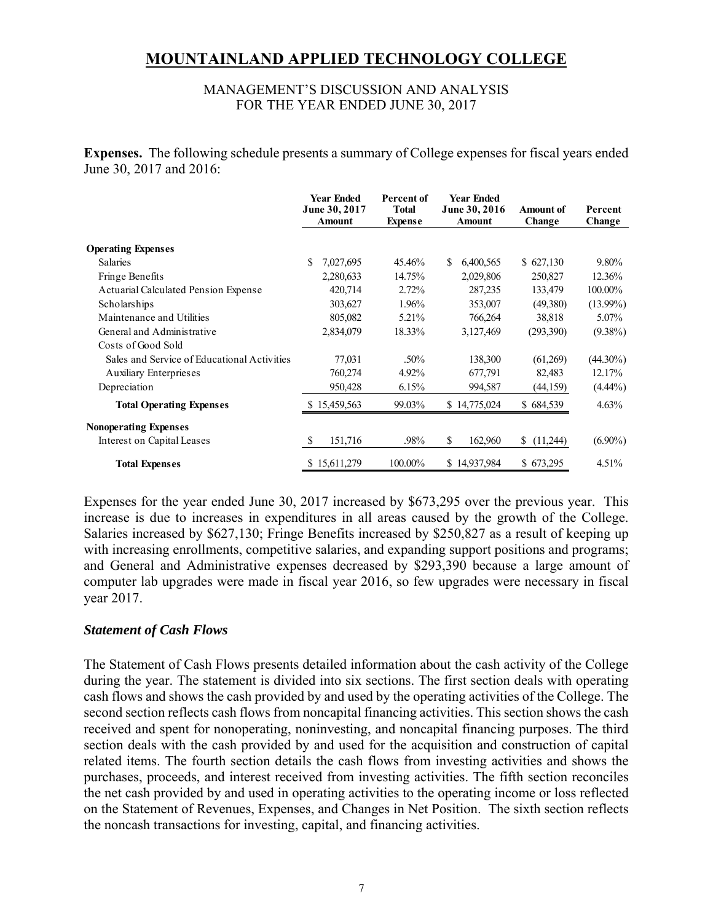# MOUNTAINLAND APPLIED TECHNOLOGY COLLEGE

MANAGEMENT'S DISCUSSION AND ANALYSIS
FOR THE YEAR ENDED JUNE 30, 2017

**Expenses.** The following schedule presents a summary of College expenses for fiscal years ended June 30, 2017 and 2016:

| | Year Ended June 30, 2017 Amount | Percent of Total Expense | Year Ended June 30, 2016 Amount | Amount of Change | Percent Change |
|---|---|---|---|---|---|
| **Operating Expenses** | | | | | |
| Salaries | $ 7,027,695 | 45.46% | $ 6,400,565 | $ 627,130 | 9.80% |
| Fringe Benefits | 2,280,633 | 14.75% | 2,029,806 | 250,827 | 12.36% |
| Actuarial Calculated Pension Expense | 420,714 | 2.72% | 287,235 | 133,479 | 100.00% |
| Scholarships | 303,627 | 1.96% | 353,007 | (49,380) | (13.99%) |
| Maintenance and Utilities | 805,082 | 5.21% | 766,264 | 38,818 | 5.07% |
| General and Administrative | 2,834,079 | 18.33% | 3,127,469 | (293,390) | (9.38%) |
| Costs of Good Sold | | | | | |
| Sales and Service of Educational Activities | 77,031 | .50% | 138,300 | (61,269) | (44.30%) |
| Auxiliary Enterprieses | 760,274 | 4.92% | 677,791 | 82,483 | 12.17% |
| Depreciation | 950,428 | 6.15% | 994,587 | (44,159) | (4.44%) |
| **Total Operating Expenses** | $ 15,459,563 | 99.03% | $ 14,775,024 | $ 684,539 | 4.63% |
| **Nonoperating Expenses** | | | | | |
| Interest on Capital Leases | $ 151,716 | .98% | $ 162,960 | $ (11,244) | (6.90%) |
| **Total Expenses** | $ 15,611,279 | 100.00% | $ 14,937,984 | $ 673,295 | 4.51% |

Expenses for the year ended June 30, 2017 increased by $673,295 over the previous year. This increase is due to increases in expenditures in all areas caused by the growth of the College. Salaries increased by $627,130; Fringe Benefits increased by $250,827 as a result of keeping up with increasing enrollments, competitive salaries, and expanding support positions and programs; and General and Administrative expenses decreased by $293,390 because a large amount of computer lab upgrades were made in fiscal year 2016, so few upgrades were necessary in fiscal year 2017.

### *Statement of Cash Flows*

The Statement of Cash Flows presents detailed information about the cash activity of the College during the year. The statement is divided into six sections. The first section deals with operating cash flows and shows the cash provided by and used by the operating activities of the College. The second section reflects cash flows from noncapital financing activities. This section shows the cash received and spent for nonoperating, noninvesting, and noncapital financing purposes. The third section deals with the cash provided by and used for the acquisition and construction of capital related items. The fourth section details the cash flows from investing activities and shows the purchases, proceeds, and interest received from investing activities. The fifth section reconciles the net cash provided by and used in operating activities to the operating income or loss reflected on the Statement of Revenues, Expenses, and Changes in Net Position. The sixth section reflects the noncash transactions for investing, capital, and financing activities.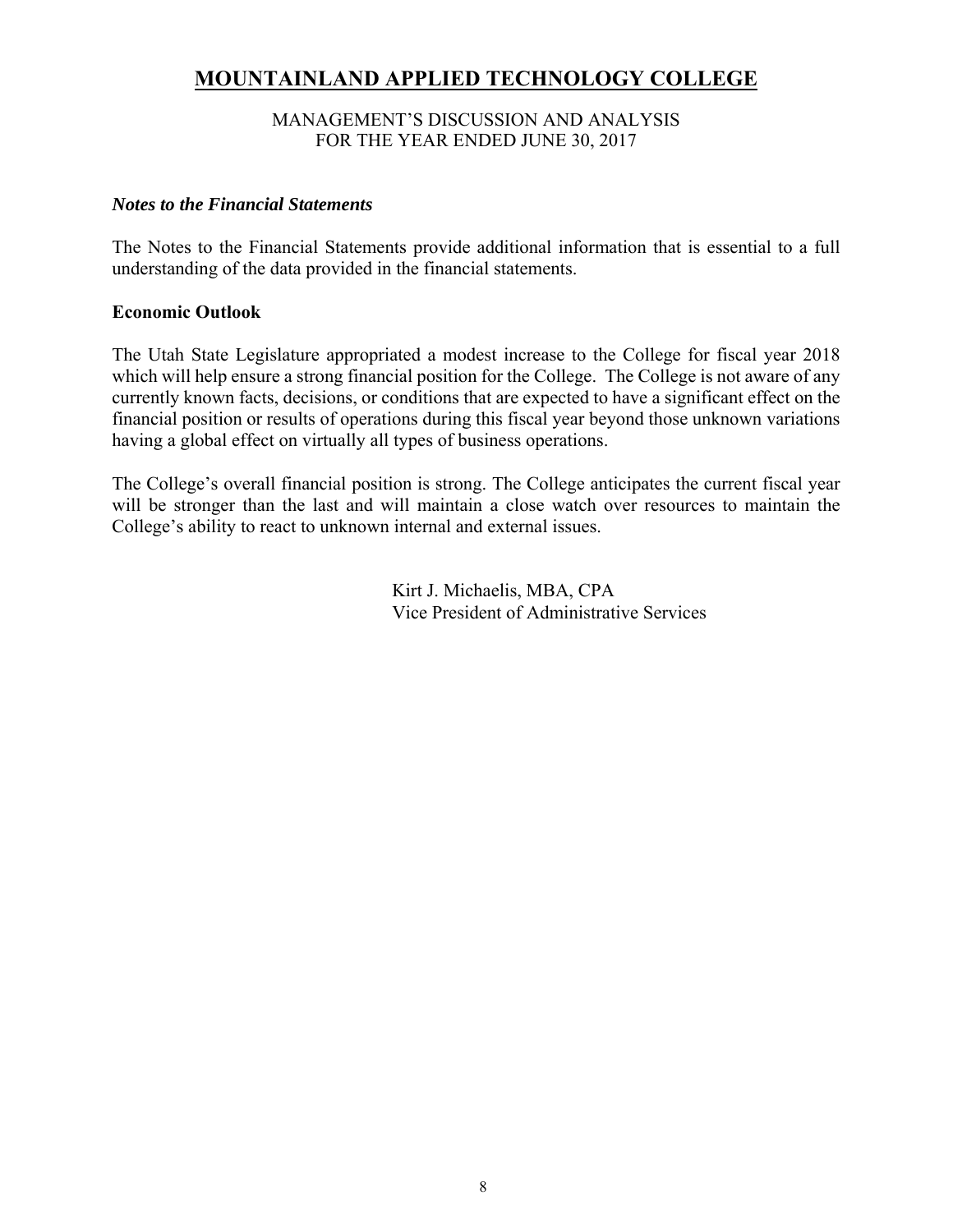# MOUNTAINLAND APPLIED TECHNOLOGY COLLEGE

MANAGEMENT'S DISCUSSION AND ANALYSIS
FOR THE YEAR ENDED JUNE 30, 2017

### *Notes to the Financial Statements*

The Notes to the Financial Statements provide additional information that is essential to a full understanding of the data provided in the financial statements.

### Economic Outlook

The Utah State Legislature appropriated a modest increase to the College for fiscal year 2018 which will help ensure a strong financial position for the College. The College is not aware of any currently known facts, decisions, or conditions that are expected to have a significant effect on the financial position or results of operations during this fiscal year beyond those unknown variations having a global effect on virtually all types of business operations.

The College's overall financial position is strong. The College anticipates the current fiscal year will be stronger than the last and will maintain a close watch over resources to maintain the College's ability to react to unknown internal and external issues.

Kirt J. Michaelis, MBA, CPA
Vice President of Administrative Services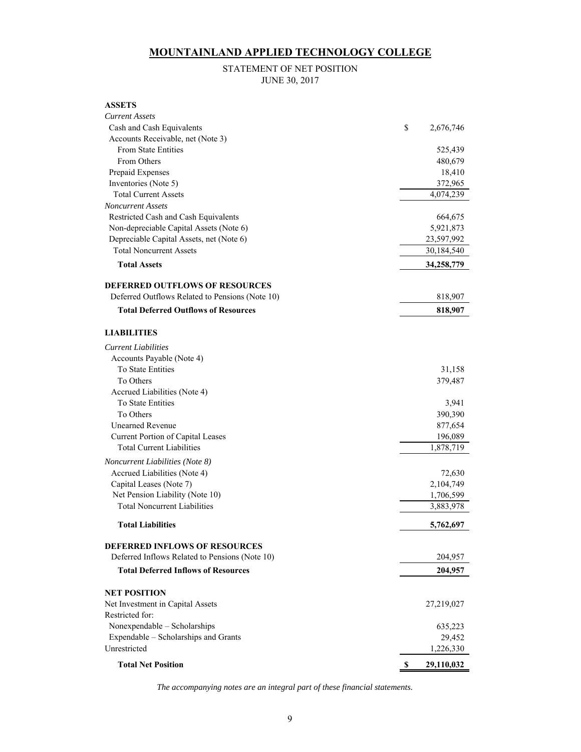# MOUNTAINLAND APPLIED TECHNOLOGY COLLEGE

STATEMENT OF NET POSITION
JUNE 30, 2017

| | |
|---|---|
| **ASSETS** | |
| *Current Assets* | |
| Cash and Cash Equivalents | $ 2,676,746 |
| Accounts Receivable, net (Note 3) | |
| From State Entities | 525,439 |
| From Others | 480,679 |
| Prepaid Expenses | 18,410 |
| Inventories (Note 5) | 372,965 |
| Total Current Assets | 4,074,239 |
| *Noncurrent Assets* | |
| Restricted Cash and Cash Equivalents | 664,675 |
| Non-depreciable Capital Assets (Note 6) | 5,921,873 |
| Depreciable Capital Assets, net (Note 6) | 23,597,992 |
| Total Noncurrent Assets | 30,184,540 |
| **Total Assets** | **34,258,779** |
| **DEFERRED OUTFLOWS OF RESOURCES** | |
| Deferred Outflows Related to Pensions (Note 10) | 818,907 |
| **Total Deferred Outflows of Resources** | **818,907** |
| **LIABILITIES** | |
| *Current Liabilities* | |
| Accounts Payable (Note 4) | |
| To State Entities | 31,158 |
| To Others | 379,487 |
| Accrued Liabilities (Note 4) | |
| To State Entities | 3,941 |
| To Others | 390,390 |
| Unearned Revenue | 877,654 |
| Current Portion of Capital Leases | 196,089 |
| Total Current Liabilities | 1,878,719 |
| *Noncurrent Liabilities (Note 8)* | |
| Accrued Liabilities (Note 4) | 72,630 |
| Capital Leases (Note 7) | 2,104,749 |
| Net Pension Liability (Note 10) | 1,706,599 |
| Total Noncurrent Liabilities | 3,883,978 |
| **Total Liabilities** | **5,762,697** |
| **DEFERRED INFLOWS OF RESOURCES** | |
| Deferred Inflows Related to Pensions (Note 10) | 204,957 |
| **Total Deferred Inflows of Resources** | **204,957** |
| **NET POSITION** | |
| Net Investment in Capital Assets | 27,219,027 |
| Restricted for: | |
| Nonexpendable – Scholarships | 635,223 |
| Expendable – Scholarships and Grants | 29,452 |
| Unrestricted | 1,226,330 |
| **Total Net Position** | **$ 29,110,032** |

*The accompanying notes are an integral part of these financial statements.*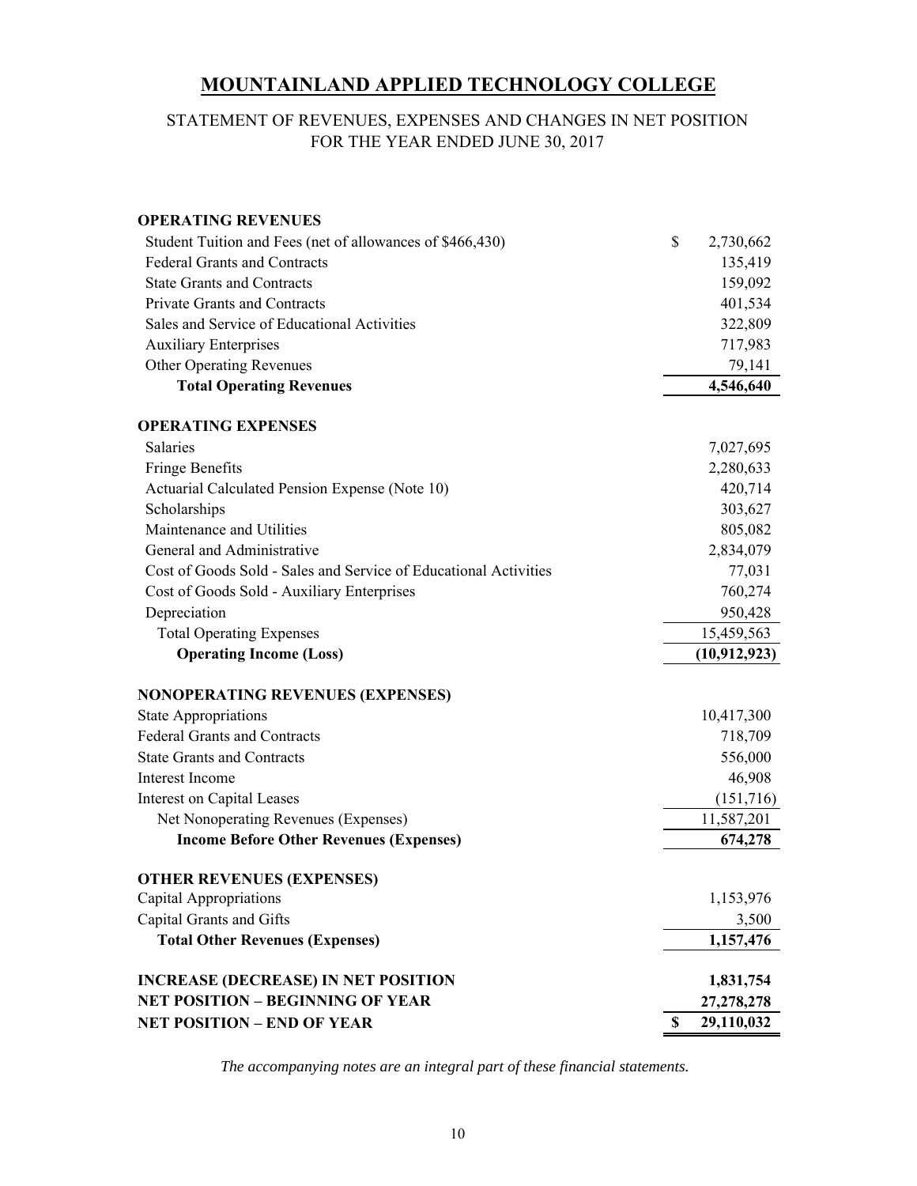# MOUNTAINLAND APPLIED TECHNOLOGY COLLEGE

## STATEMENT OF REVENUES, EXPENSES AND CHANGES IN NET POSITION
## FOR THE YEAR ENDED JUNE 30, 2017

| | |
|---|---|
| **OPERATING REVENUES** | |
| Student Tuition and Fees (net of allowances of $466,430) | $ 2,730,662 |
| Federal Grants and Contracts | 135,419 |
| State Grants and Contracts | 159,092 |
| Private Grants and Contracts | 401,534 |
| Sales and Service of Educational Activities | 322,809 |
| Auxiliary Enterprises | 717,983 |
| Other Operating Revenues | 79,141 |
| **Total Operating Revenues** | **4,546,640** |
| **OPERATING EXPENSES** | |
| Salaries | 7,027,695 |
| Fringe Benefits | 2,280,633 |
| Actuarial Calculated Pension Expense (Note 10) | 420,714 |
| Scholarships | 303,627 |
| Maintenance and Utilities | 805,082 |
| General and Administrative | 2,834,079 |
| Cost of Goods Sold - Sales and Service of Educational Activities | 77,031 |
| Cost of Goods Sold - Auxiliary Enterprises | 760,274 |
| Depreciation | 950,428 |
| Total Operating Expenses | 15,459,563 |
| **Operating Income (Loss)** | **(10,912,923)** |
| **NONOPERATING REVENUES (EXPENSES)** | |
| State Appropriations | 10,417,300 |
| Federal Grants and Contracts | 718,709 |
| State Grants and Contracts | 556,000 |
| Interest Income | 46,908 |
| Interest on Capital Leases | (151,716) |
| Net Nonoperating Revenues (Expenses) | 11,587,201 |
| **Income Before Other Revenues (Expenses)** | **674,278** |
| **OTHER REVENUES (EXPENSES)** | |
| Capital Appropriations | 1,153,976 |
| Capital Grants and Gifts | 3,500 |
| **Total Other Revenues (Expenses)** | **1,157,476** |
| **INCREASE (DECREASE) IN NET POSITION** | **1,831,754** |
| **NET POSITION – BEGINNING OF YEAR** | **27,278,278** |
| **NET POSITION – END OF YEAR** | **$ 29,110,032** |

*The accompanying notes are an integral part of these financial statements.*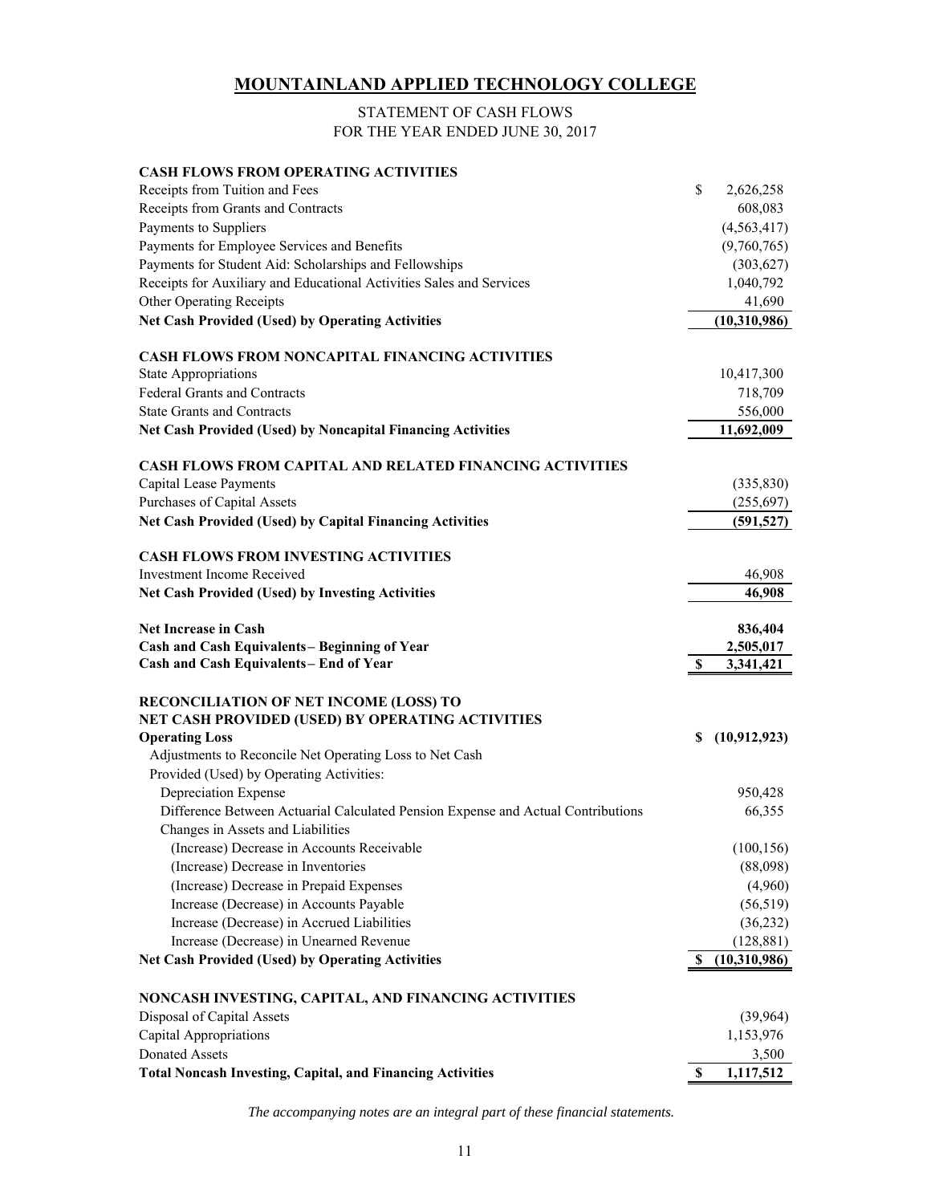# MOUNTAINLAND APPLIED TECHNOLOGY COLLEGE

STATEMENT OF CASH FLOWS
FOR THE YEAR ENDED JUNE 30, 2017

| | |
|---|---|
| **CASH FLOWS FROM OPERATING ACTIVITIES** | |
| Receipts from Tuition and Fees | $ 2,626,258 |
| Receipts from Grants and Contracts | 608,083 |
| Payments to Suppliers | (4,563,417) |
| Payments for Employee Services and Benefits | (9,760,765) |
| Payments for Student Aid: Scholarships and Fellowships | (303,627) |
| Receipts for Auxiliary and Educational Activities Sales and Services | 1,040,792 |
| Other Operating Receipts | 41,690 |
| **Net Cash Provided (Used) by Operating Activities** | **(10,310,986)** |
| | |
| **CASH FLOWS FROM NONCAPITAL FINANCING ACTIVITIES** | |
| State Appropriations | 10,417,300 |
| Federal Grants and Contracts | 718,709 |
| State Grants and Contracts | 556,000 |
| **Net Cash Provided (Used) by Noncapital Financing Activities** | **11,692,009** |
| | |
| **CASH FLOWS FROM CAPITAL AND RELATED FINANCING ACTIVITIES** | |
| Capital Lease Payments | (335,830) |
| Purchases of Capital Assets | (255,697) |
| **Net Cash Provided (Used) by Capital Financing Activities** | **(591,527)** |
| | |
| **CASH FLOWS FROM INVESTING ACTIVITIES** | |
| Investment Income Received | 46,908 |
| **Net Cash Provided (Used) by Investing Activities** | **46,908** |
| | |
| **Net Increase in Cash** | **836,404** |
| **Cash and Cash Equivalents – Beginning of Year** | **2,505,017** |
| **Cash and Cash Equivalents – End of Year** | **$ 3,341,421** |
| | |
| **RECONCILIATION OF NET INCOME (LOSS) TO NET CASH PROVIDED (USED) BY OPERATING ACTIVITIES** | |
| **Operating Loss** | **$ (10,912,923)** |
| Adjustments to Reconcile Net Operating Loss to Net Cash Provided (Used) by Operating Activities: | |
| Depreciation Expense | 950,428 |
| Difference Between Actuarial Calculated Pension Expense and Actual Contributions | 66,355 |
| Changes in Assets and Liabilities | |
| (Increase) Decrease in Accounts Receivable | (100,156) |
| (Increase) Decrease in Inventories | (88,098) |
| (Increase) Decrease in Prepaid Expenses | (4,960) |
| Increase (Decrease) in Accounts Payable | (56,519) |
| Increase (Decrease) in Accrued Liabilities | (36,232) |
| Increase (Decrease) in Unearned Revenue | (128,881) |
| **Net Cash Provided (Used) by Operating Activities** | **$ (10,310,986)** |
| | |
| **NONCASH INVESTING, CAPITAL, AND FINANCING ACTIVITIES** | |
| Disposal of Capital Assets | (39,964) |
| Capital Appropriations | 1,153,976 |
| Donated Assets | 3,500 |
| **Total Noncash Investing, Capital, and Financing Activities** | **$ 1,117,512** |

*The accompanying notes are an integral part of these financial statements.*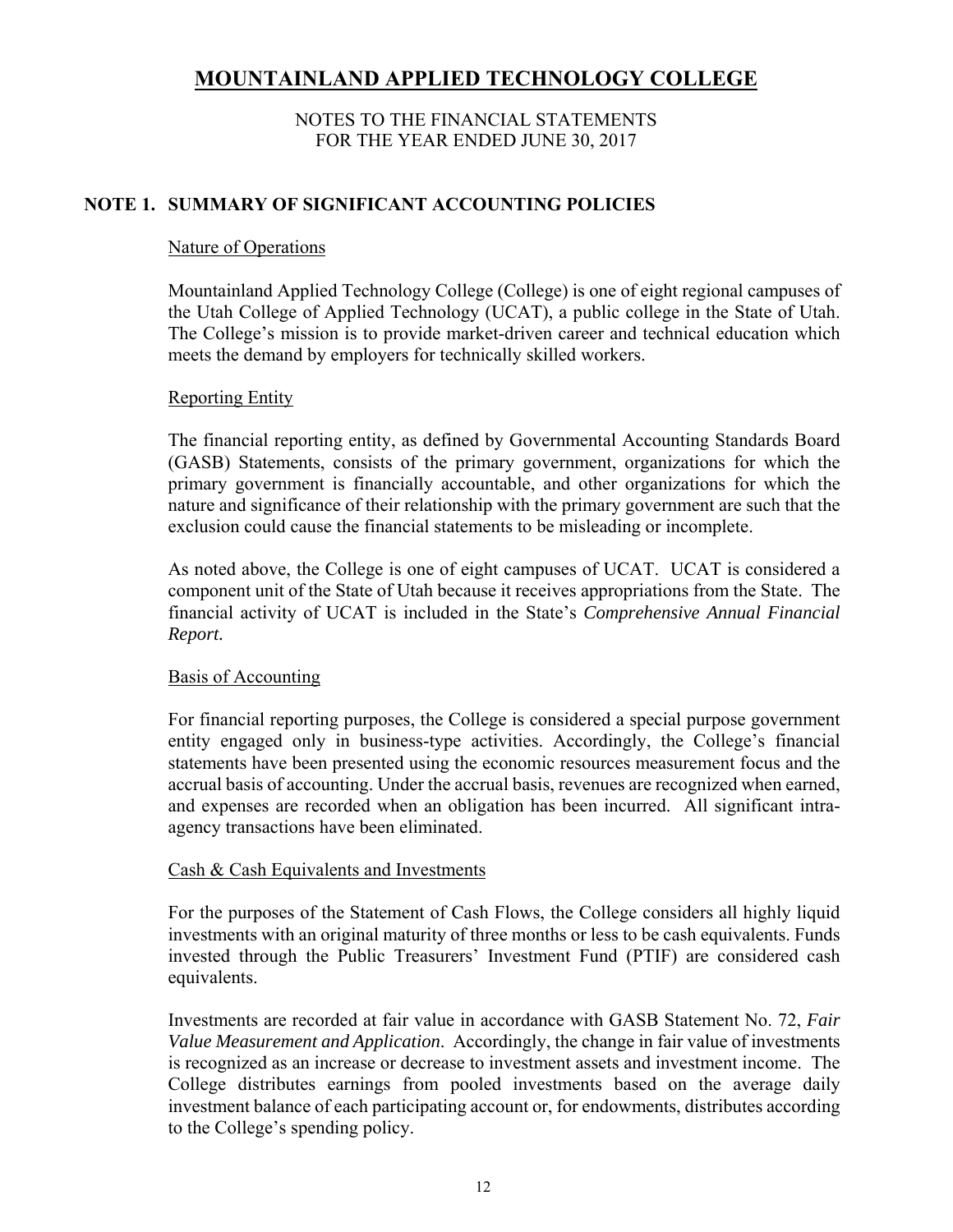# MOUNTAINLAND APPLIED TECHNOLOGY COLLEGE

NOTES TO THE FINANCIAL STATEMENTS
FOR THE YEAR ENDED JUNE 30, 2017

## NOTE 1. SUMMARY OF SIGNIFICANT ACCOUNTING POLICIES

### Nature of Operations

Mountainland Applied Technology College (College) is one of eight regional campuses of the Utah College of Applied Technology (UCAT), a public college in the State of Utah. The College's mission is to provide market-driven career and technical education which meets the demand by employers for technically skilled workers.

### Reporting Entity

The financial reporting entity, as defined by Governmental Accounting Standards Board (GASB) Statements, consists of the primary government, organizations for which the primary government is financially accountable, and other organizations for which the nature and significance of their relationship with the primary government are such that the exclusion could cause the financial statements to be misleading or incomplete.

As noted above, the College is one of eight campuses of UCAT. UCAT is considered a component unit of the State of Utah because it receives appropriations from the State. The financial activity of UCAT is included in the State's *Comprehensive Annual Financial Report.*

### Basis of Accounting

For financial reporting purposes, the College is considered a special purpose government entity engaged only in business-type activities. Accordingly, the College's financial statements have been presented using the economic resources measurement focus and the accrual basis of accounting. Under the accrual basis, revenues are recognized when earned, and expenses are recorded when an obligation has been incurred. All significant intra-agency transactions have been eliminated.

### Cash & Cash Equivalents and Investments

For the purposes of the Statement of Cash Flows, the College considers all highly liquid investments with an original maturity of three months or less to be cash equivalents. Funds invested through the Public Treasurers' Investment Fund (PTIF) are considered cash equivalents.

Investments are recorded at fair value in accordance with GASB Statement No. 72, *Fair Value Measurement and Application*. Accordingly, the change in fair value of investments is recognized as an increase or decrease to investment assets and investment income. The College distributes earnings from pooled investments based on the average daily investment balance of each participating account or, for endowments, distributes according to the College's spending policy.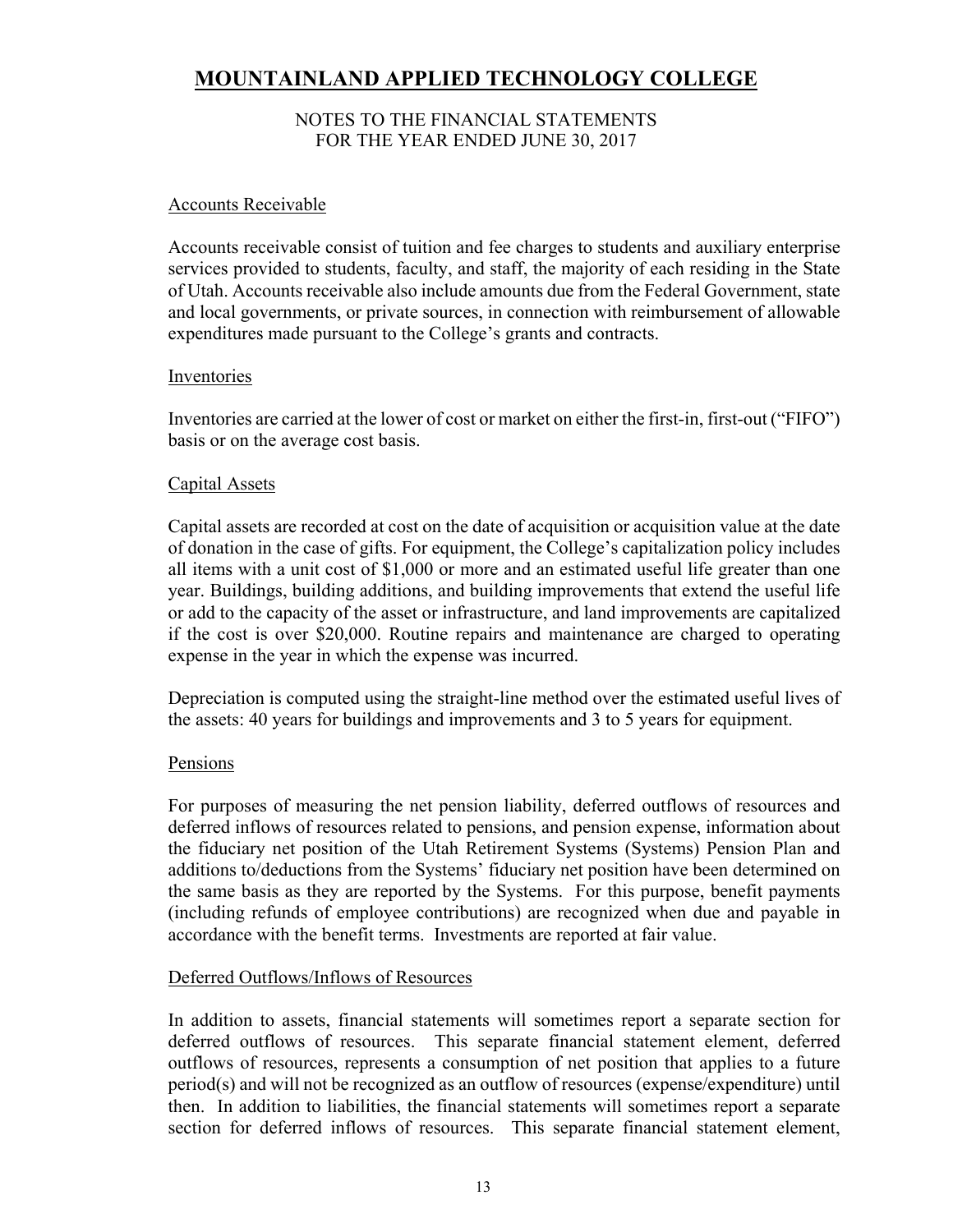# MOUNTAINLAND APPLIED TECHNOLOGY COLLEGE

NOTES TO THE FINANCIAL STATEMENTS
FOR THE YEAR ENDED JUNE 30, 2017

## Accounts Receivable

Accounts receivable consist of tuition and fee charges to students and auxiliary enterprise services provided to students, faculty, and staff, the majority of each residing in the State of Utah. Accounts receivable also include amounts due from the Federal Government, state and local governments, or private sources, in connection with reimbursement of allowable expenditures made pursuant to the College's grants and contracts.

## Inventories

Inventories are carried at the lower of cost or market on either the first-in, first-out ("FIFO") basis or on the average cost basis.

## Capital Assets

Capital assets are recorded at cost on the date of acquisition or acquisition value at the date of donation in the case of gifts. For equipment, the College's capitalization policy includes all items with a unit cost of $1,000 or more and an estimated useful life greater than one year. Buildings, building additions, and building improvements that extend the useful life or add to the capacity of the asset or infrastructure, and land improvements are capitalized if the cost is over $20,000. Routine repairs and maintenance are charged to operating expense in the year in which the expense was incurred.

Depreciation is computed using the straight-line method over the estimated useful lives of the assets: 40 years for buildings and improvements and 3 to 5 years for equipment.

## Pensions

For purposes of measuring the net pension liability, deferred outflows of resources and deferred inflows of resources related to pensions, and pension expense, information about the fiduciary net position of the Utah Retirement Systems (Systems) Pension Plan and additions to/deductions from the Systems' fiduciary net position have been determined on the same basis as they are reported by the Systems. For this purpose, benefit payments (including refunds of employee contributions) are recognized when due and payable in accordance with the benefit terms. Investments are reported at fair value.

## Deferred Outflows/Inflows of Resources

In addition to assets, financial statements will sometimes report a separate section for deferred outflows of resources. This separate financial statement element, deferred outflows of resources, represents a consumption of net position that applies to a future period(s) and will not be recognized as an outflow of resources (expense/expenditure) until then. In addition to liabilities, the financial statements will sometimes report a separate section for deferred inflows of resources. This separate financial statement element,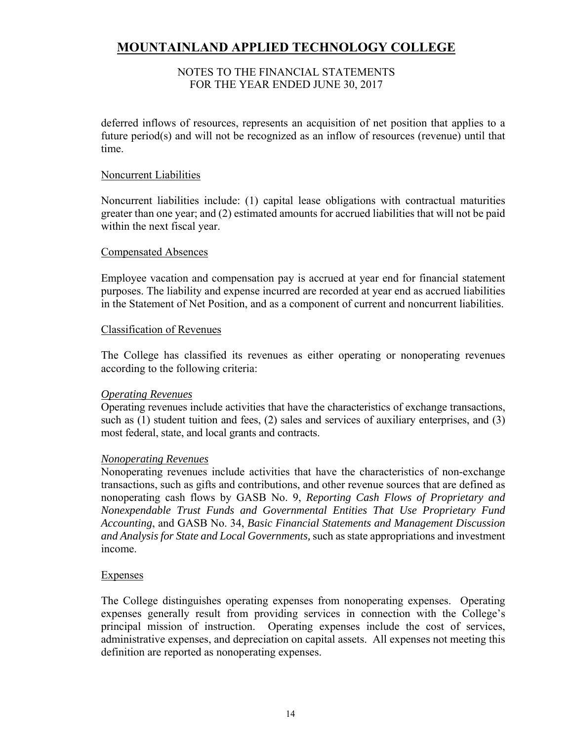deferred inflows of resources, represents an acquisition of net position that applies to a future period(s) and will not be recognized as an inflow of resources (revenue) until that time.

### Noncurrent Liabilities

Noncurrent liabilities include: (1) capital lease obligations with contractual maturities greater than one year; and (2) estimated amounts for accrued liabilities that will not be paid within the next fiscal year.

### Compensated Absences

Employee vacation and compensation pay is accrued at year end for financial statement purposes. The liability and expense incurred are recorded at year end as accrued liabilities in the Statement of Net Position, and as a component of current and noncurrent liabilities.

### Classification of Revenues

The College has classified its revenues as either operating or nonoperating revenues according to the following criteria:

#### *Operating Revenues*

Operating revenues include activities that have the characteristics of exchange transactions, such as (1) student tuition and fees, (2) sales and services of auxiliary enterprises, and (3) most federal, state, and local grants and contracts.

#### *Nonoperating Revenues*

Nonoperating revenues include activities that have the characteristics of non-exchange transactions, such as gifts and contributions, and other revenue sources that are defined as nonoperating cash flows by GASB No. 9, *Reporting Cash Flows of Proprietary and Nonexpendable Trust Funds and Governmental Entities That Use Proprietary Fund Accounting*, and GASB No. 34, *Basic Financial Statements and Management Discussion and Analysis for State and Local Governments,* such as state appropriations and investment income.

### Expenses

The College distinguishes operating expenses from nonoperating expenses. Operating expenses generally result from providing services in connection with the College's principal mission of instruction. Operating expenses include the cost of services, administrative expenses, and depreciation on capital assets. All expenses not meeting this definition are reported as nonoperating expenses.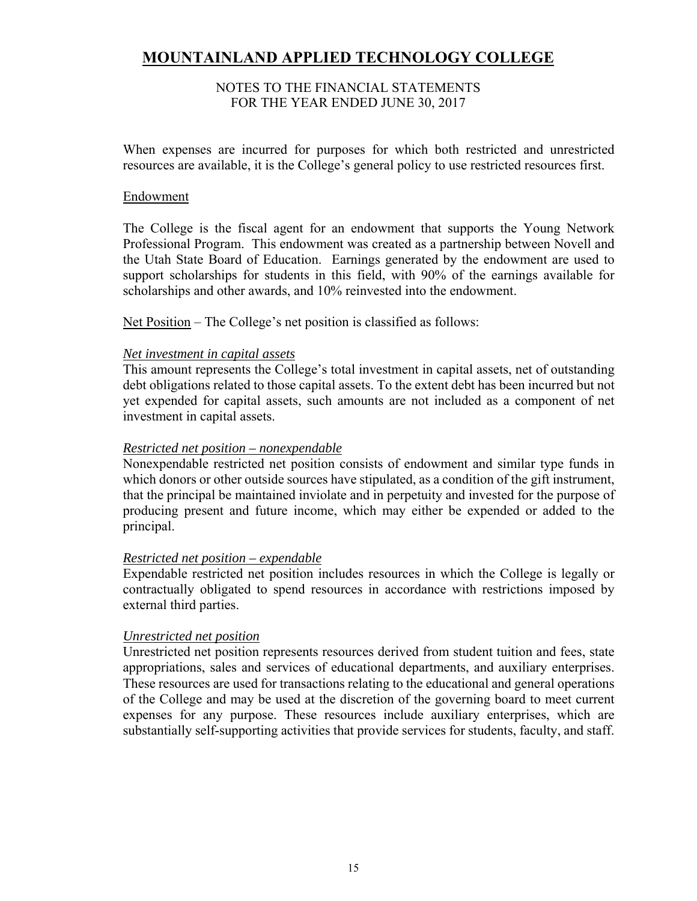# MOUNTAINLAND APPLIED TECHNOLOGY COLLEGE

NOTES TO THE FINANCIAL STATEMENTS
FOR THE YEAR ENDED JUNE 30, 2017

When expenses are incurred for purposes for which both restricted and unrestricted resources are available, it is the College's general policy to use restricted resources first.

Endowment

The College is the fiscal agent for an endowment that supports the Young Network Professional Program. This endowment was created as a partnership between Novell and the Utah State Board of Education. Earnings generated by the endowment are used to support scholarships for students in this field, with 90% of the earnings available for scholarships and other awards, and 10% reinvested into the endowment.

Net Position – The College's net position is classified as follows:

*Net investment in capital assets*
This amount represents the College's total investment in capital assets, net of outstanding debt obligations related to those capital assets. To the extent debt has been incurred but not yet expended for capital assets, such amounts are not included as a component of net investment in capital assets.

*Restricted net position – nonexpendable*
Nonexpendable restricted net position consists of endowment and similar type funds in which donors or other outside sources have stipulated, as a condition of the gift instrument, that the principal be maintained inviolate and in perpetuity and invested for the purpose of producing present and future income, which may either be expended or added to the principal.

*Restricted net position – expendable*
Expendable restricted net position includes resources in which the College is legally or contractually obligated to spend resources in accordance with restrictions imposed by external third parties.

*Unrestricted net position*
Unrestricted net position represents resources derived from student tuition and fees, state appropriations, sales and services of educational departments, and auxiliary enterprises. These resources are used for transactions relating to the educational and general operations of the College and may be used at the discretion of the governing board to meet current expenses for any purpose. These resources include auxiliary enterprises, which are substantially self-supporting activities that provide services for students, faculty, and staff.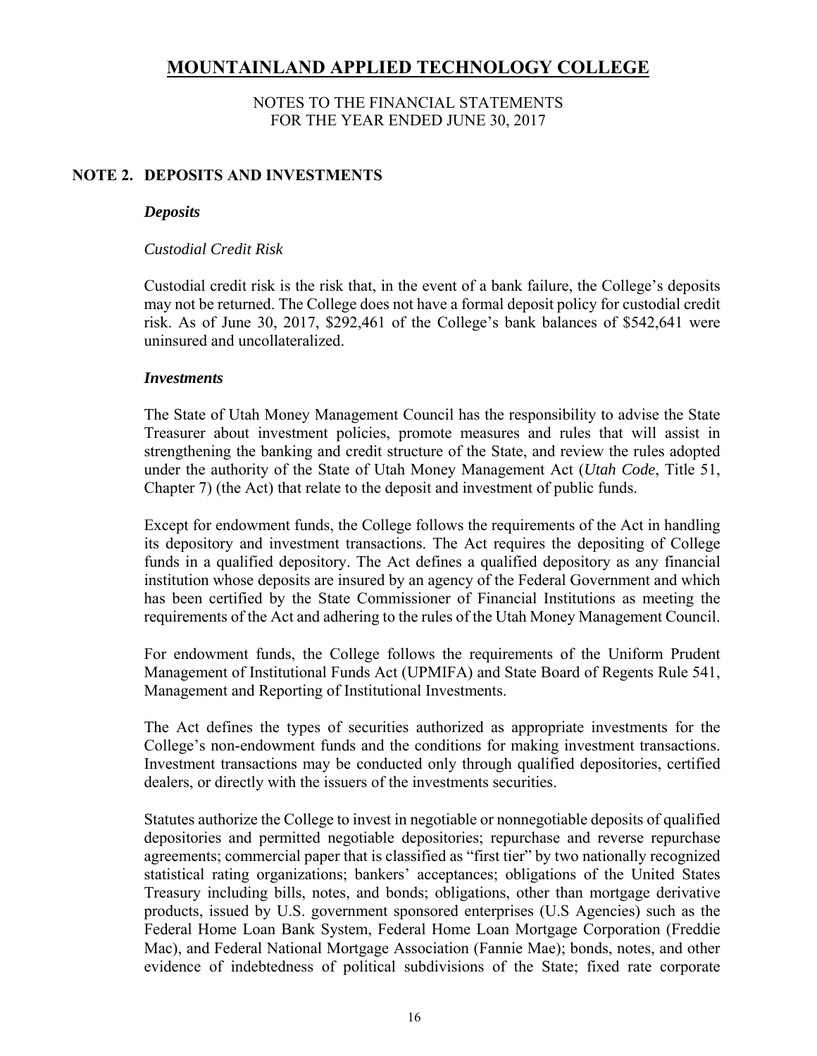# MOUNTAINLAND APPLIED TECHNOLOGY COLLEGE

NOTES TO THE FINANCIAL STATEMENTS
FOR THE YEAR ENDED JUNE 30, 2017

## NOTE 2. DEPOSITS AND INVESTMENTS

### *Deposits*

*Custodial Credit Risk*

Custodial credit risk is the risk that, in the event of a bank failure, the College's deposits may not be returned. The College does not have a formal deposit policy for custodial credit risk. As of June 30, 2017, $292,461 of the College's bank balances of $542,641 were uninsured and uncollateralized.

### *Investments*

The State of Utah Money Management Council has the responsibility to advise the State Treasurer about investment policies, promote measures and rules that will assist in strengthening the banking and credit structure of the State, and review the rules adopted under the authority of the State of Utah Money Management Act (*Utah Code*, Title 51, Chapter 7) (the Act) that relate to the deposit and investment of public funds.

Except for endowment funds, the College follows the requirements of the Act in handling its depository and investment transactions. The Act requires the depositing of College funds in a qualified depository. The Act defines a qualified depository as any financial institution whose deposits are insured by an agency of the Federal Government and which has been certified by the State Commissioner of Financial Institutions as meeting the requirements of the Act and adhering to the rules of the Utah Money Management Council.

For endowment funds, the College follows the requirements of the Uniform Prudent Management of Institutional Funds Act (UPMIFA) and State Board of Regents Rule 541, Management and Reporting of Institutional Investments.

The Act defines the types of securities authorized as appropriate investments for the College's non-endowment funds and the conditions for making investment transactions. Investment transactions may be conducted only through qualified depositories, certified dealers, or directly with the issuers of the investments securities.

Statutes authorize the College to invest in negotiable or nonnegotiable deposits of qualified depositories and permitted negotiable depositories; repurchase and reverse repurchase agreements; commercial paper that is classified as "first tier" by two nationally recognized statistical rating organizations; bankers' acceptances; obligations of the United States Treasury including bills, notes, and bonds; obligations, other than mortgage derivative products, issued by U.S. government sponsored enterprises (U.S Agencies) such as the Federal Home Loan Bank System, Federal Home Loan Mortgage Corporation (Freddie Mac), and Federal National Mortgage Association (Fannie Mae); bonds, notes, and other evidence of indebtedness of political subdivisions of the State; fixed rate corporate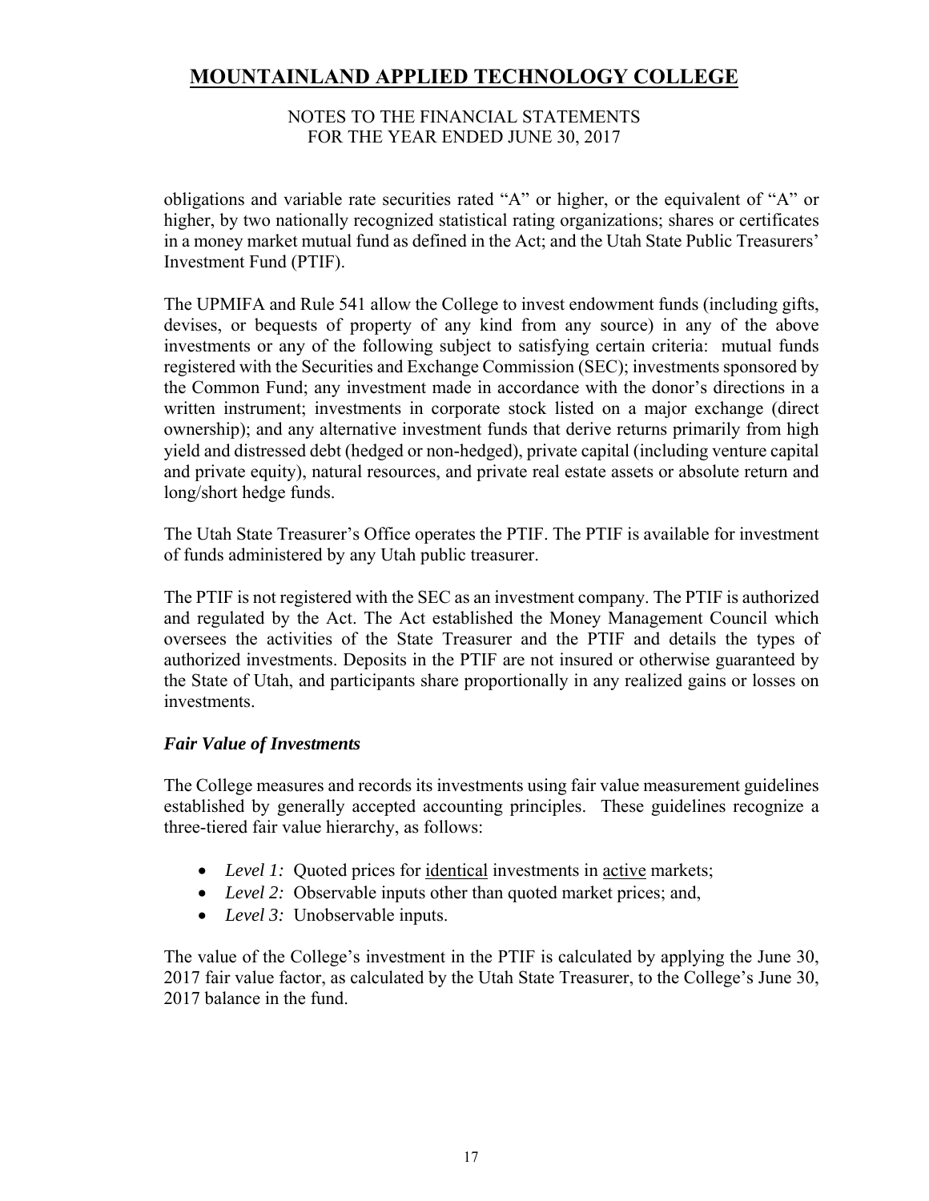obligations and variable rate securities rated "A" or higher, or the equivalent of "A" or higher, by two nationally recognized statistical rating organizations; shares or certificates in a money market mutual fund as defined in the Act; and the Utah State Public Treasurers' Investment Fund (PTIF).

The UPMIFA and Rule 541 allow the College to invest endowment funds (including gifts, devises, or bequests of property of any kind from any source) in any of the above investments or any of the following subject to satisfying certain criteria: mutual funds registered with the Securities and Exchange Commission (SEC); investments sponsored by the Common Fund; any investment made in accordance with the donor's directions in a written instrument; investments in corporate stock listed on a major exchange (direct ownership); and any alternative investment funds that derive returns primarily from high yield and distressed debt (hedged or non-hedged), private capital (including venture capital and private equity), natural resources, and private real estate assets or absolute return and long/short hedge funds.

The Utah State Treasurer's Office operates the PTIF. The PTIF is available for investment of funds administered by any Utah public treasurer.

The PTIF is not registered with the SEC as an investment company. The PTIF is authorized and regulated by the Act. The Act established the Money Management Council which oversees the activities of the State Treasurer and the PTIF and details the types of authorized investments. Deposits in the PTIF are not insured or otherwise guaranteed by the State of Utah, and participants share proportionally in any realized gains or losses on investments.

### *Fair Value of Investments*

The College measures and records its investments using fair value measurement guidelines established by generally accepted accounting principles. These guidelines recognize a three-tiered fair value hierarchy, as follows:

- *Level 1:* Quoted prices for identical investments in active markets;
- *Level 2:* Observable inputs other than quoted market prices; and,
- *Level 3:* Unobservable inputs.

The value of the College's investment in the PTIF is calculated by applying the June 30, 2017 fair value factor, as calculated by the Utah State Treasurer, to the College's June 30, 2017 balance in the fund.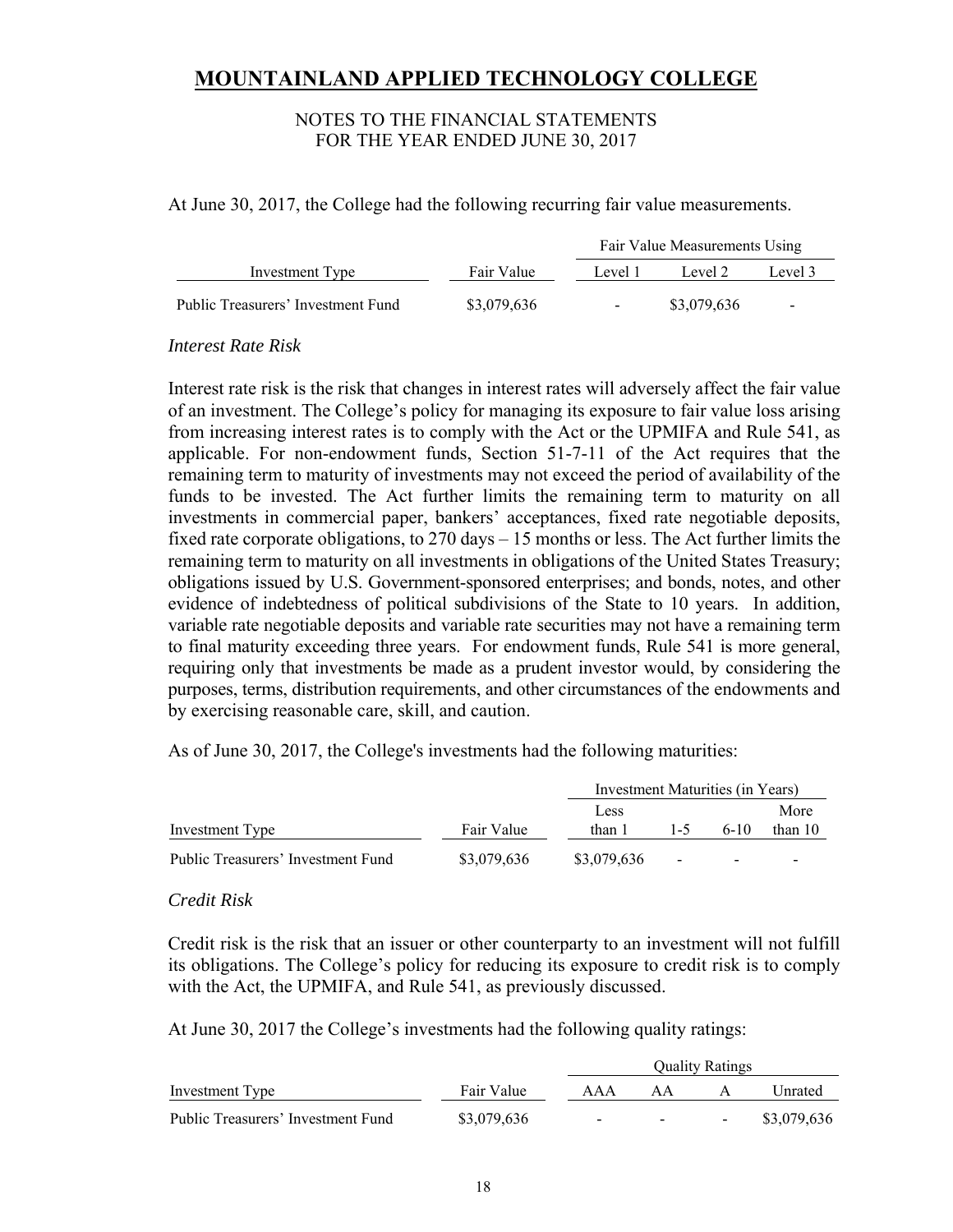# MOUNTAINLAND APPLIED TECHNOLOGY COLLEGE

NOTES TO THE FINANCIAL STATEMENTS
FOR THE YEAR ENDED JUNE 30, 2017

At June 30, 2017, the College had the following recurring fair value measurements.

| | | Fair Value Measurements Using | | |
|---|---|---|---|---|
| Investment Type | Fair Value | Level 1 | Level 2 | Level 3 |
| Public Treasurers' Investment Fund | $3,079,636 | - | $3,079,636 | - |

*Interest Rate Risk*

Interest rate risk is the risk that changes in interest rates will adversely affect the fair value of an investment. The College's policy for managing its exposure to fair value loss arising from increasing interest rates is to comply with the Act or the UPMIFA and Rule 541, as applicable. For non-endowment funds, Section 51-7-11 of the Act requires that the remaining term to maturity of investments may not exceed the period of availability of the funds to be invested. The Act further limits the remaining term to maturity on all investments in commercial paper, bankers' acceptances, fixed rate negotiable deposits, fixed rate corporate obligations, to 270 days – 15 months or less. The Act further limits the remaining term to maturity on all investments in obligations of the United States Treasury; obligations issued by U.S. Government-sponsored enterprises; and bonds, notes, and other evidence of indebtedness of political subdivisions of the State to 10 years. In addition, variable rate negotiable deposits and variable rate securities may not have a remaining term to final maturity exceeding three years. For endowment funds, Rule 541 is more general, requiring only that investments be made as a prudent investor would, by considering the purposes, terms, distribution requirements, and other circumstances of the endowments and by exercising reasonable care, skill, and caution.

As of June 30, 2017, the College's investments had the following maturities:

| | | Investment Maturities (in Years) | | | |
|---|---|---|---|---|---|
| Investment Type | Fair Value | Less than 1 | 1-5 | 6-10 | More than 10 |
| Public Treasurers' Investment Fund | $3,079,636 | $3,079,636 | - | - | - |

*Credit Risk*

Credit risk is the risk that an issuer or other counterparty to an investment will not fulfill its obligations. The College's policy for reducing its exposure to credit risk is to comply with the Act, the UPMIFA, and Rule 541, as previously discussed.

At June 30, 2017 the College's investments had the following quality ratings:

| | | Quality Ratings | | | |
|---|---|---|---|---|---|
| Investment Type | Fair Value | AAA | AA | A | Unrated |
| Public Treasurers' Investment Fund | $3,079,636 | - | - | - | $3,079,636 |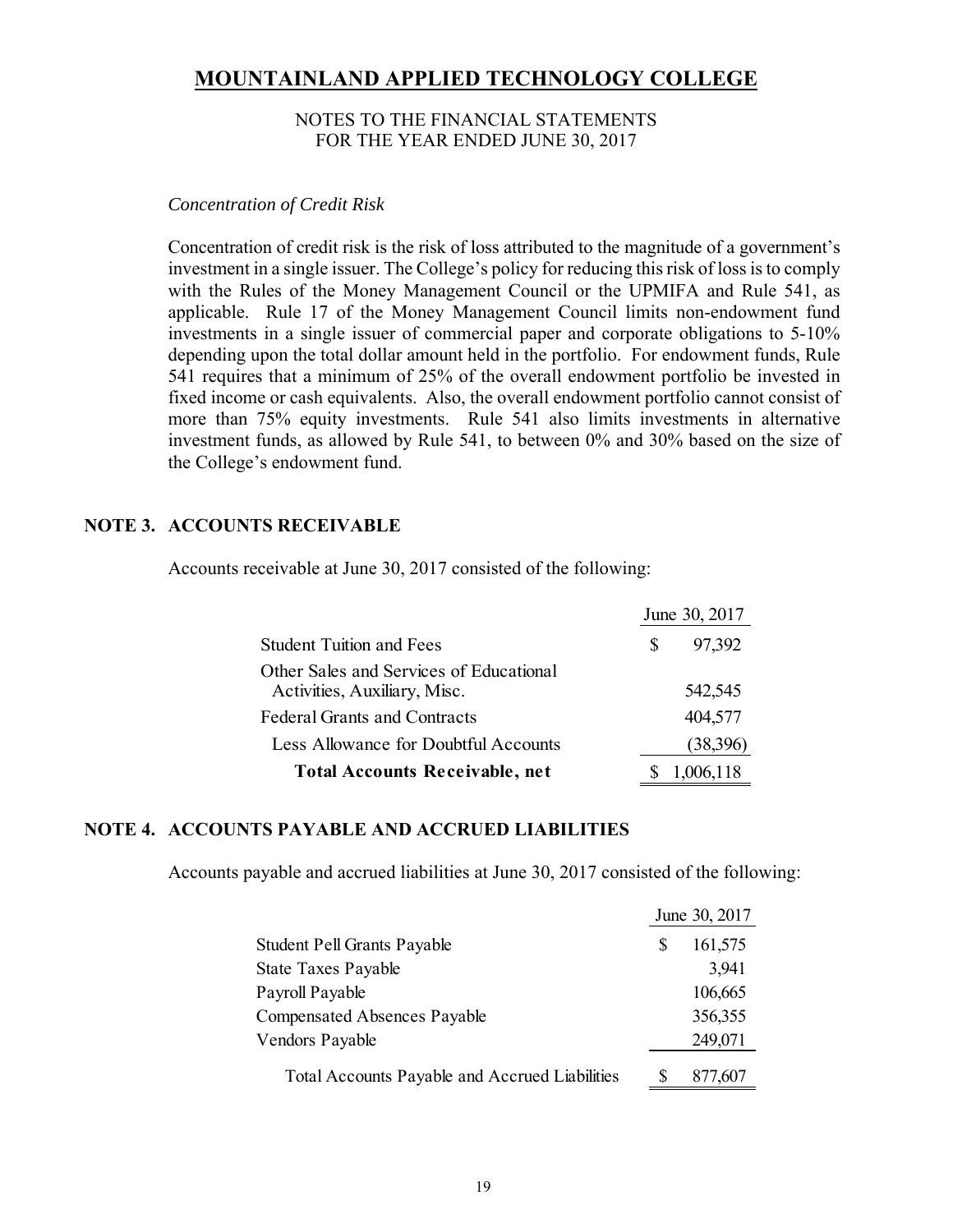# MOUNTAINLAND APPLIED TECHNOLOGY COLLEGE

NOTES TO THE FINANCIAL STATEMENTS
FOR THE YEAR ENDED JUNE 30, 2017

*Concentration of Credit Risk*

Concentration of credit risk is the risk of loss attributed to the magnitude of a government's investment in a single issuer. The College's policy for reducing this risk of loss is to comply with the Rules of the Money Management Council or the UPMIFA and Rule 541, as applicable. Rule 17 of the Money Management Council limits non-endowment fund investments in a single issuer of commercial paper and corporate obligations to 5-10% depending upon the total dollar amount held in the portfolio. For endowment funds, Rule 541 requires that a minimum of 25% of the overall endowment portfolio be invested in fixed income or cash equivalents. Also, the overall endowment portfolio cannot consist of more than 75% equity investments. Rule 541 also limits investments in alternative investment funds, as allowed by Rule 541, to between 0% and 30% based on the size of the College's endowment fund.

## NOTE 3. ACCOUNTS RECEIVABLE

Accounts receivable at June 30, 2017 consisted of the following:

| | June 30, 2017 |
|---|---|
| Student Tuition and Fees | $ 97,392 |
| Other Sales and Services of Educational Activities, Auxiliary, Misc. | 542,545 |
| Federal Grants and Contracts | 404,577 |
| Less Allowance for Doubtful Accounts | (38,396) |
| **Total Accounts Receivable, net** | $ 1,006,118 |

## NOTE 4. ACCOUNTS PAYABLE AND ACCRUED LIABILITIES

Accounts payable and accrued liabilities at June 30, 2017 consisted of the following:

| | June 30, 2017 |
|---|---|
| Student Pell Grants Payable | $ 161,575 |
| State Taxes Payable | 3,941 |
| Payroll Payable | 106,665 |
| Compensated Absences Payable | 356,355 |
| Vendors Payable | 249,071 |
| Total Accounts Payable and Accrued Liabilities | $ 877,607 |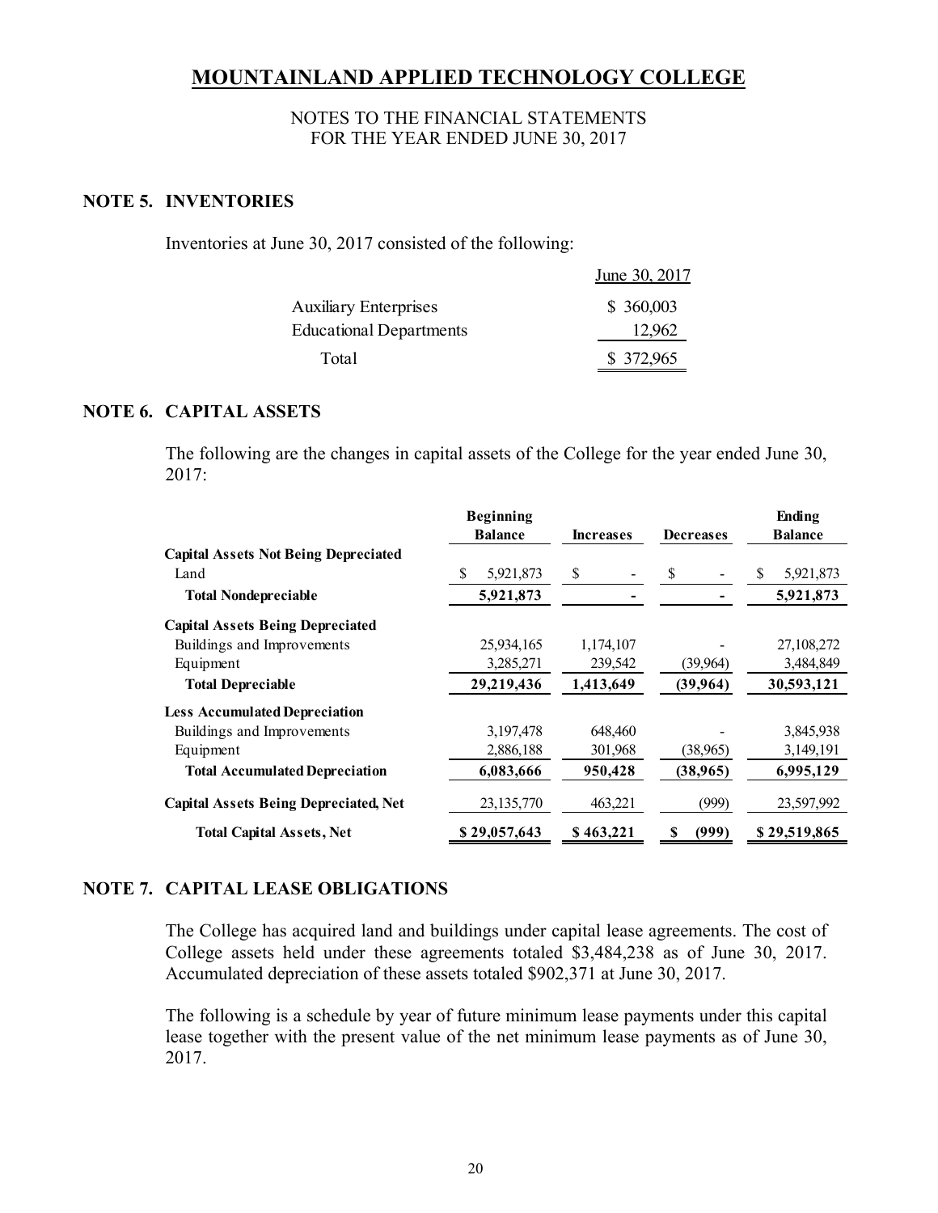# MOUNTAINLAND APPLIED TECHNOLOGY COLLEGE

NOTES TO THE FINANCIAL STATEMENTS
FOR THE YEAR ENDED JUNE 30, 2017

## NOTE 5. INVENTORIES

Inventories at June 30, 2017 consisted of the following:

| | June 30, 2017 |
|---|---|
| Auxiliary Enterprises | $ 360,003 |
| Educational Departments | 12,962 |
| Total | $ 372,965 |

## NOTE 6. CAPITAL ASSETS

The following are the changes in capital assets of the College for the year ended June 30, 2017:

| | Beginning Balance | Increases | Decreases | Ending Balance |
|---|---|---|---|---|
| **Capital Assets Not Being Depreciated** | | | | |
| Land | $ 5,921,873 | $ - | $ - | $ 5,921,873 |
| **Total Nondepreciable** | **5,921,873** | **-** | **-** | **5,921,873** |
| **Capital Assets Being Depreciated** | | | | |
| Buildings and Improvements | 25,934,165 | 1,174,107 | - | 27,108,272 |
| Equipment | 3,285,271 | 239,542 | (39,964) | 3,484,849 |
| **Total Depreciable** | **29,219,436** | **1,413,649** | **(39,964)** | **30,593,121** |
| **Less Accumulated Depreciation** | | | | |
| Buildings and Improvements | 3,197,478 | 648,460 | - | 3,845,938 |
| Equipment | 2,886,188 | 301,968 | (38,965) | 3,149,191 |
| **Total Accumulated Depreciation** | **6,083,666** | **950,428** | **(38,965)** | **6,995,129** |
| **Capital Assets Being Depreciated, Net** | 23,135,770 | 463,221 | (999) | 23,597,992 |
| **Total Capital Assets, Net** | **$ 29,057,643** | **$ 463,221** | **$ (999)** | **$ 29,519,865** |

## NOTE 7. CAPITAL LEASE OBLIGATIONS

The College has acquired land and buildings under capital lease agreements. The cost of College assets held under these agreements totaled $3,484,238 as of June 30, 2017. Accumulated depreciation of these assets totaled $902,371 at June 30, 2017.

The following is a schedule by year of future minimum lease payments under this capital lease together with the present value of the net minimum lease payments as of June 30, 2017.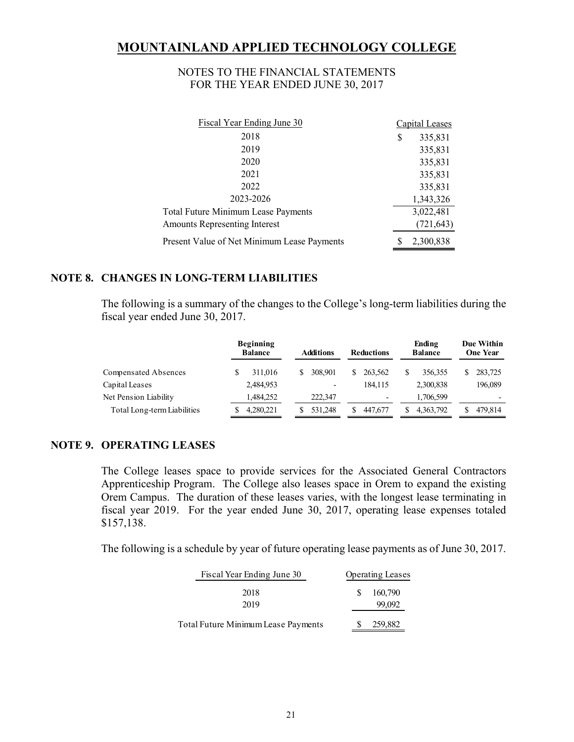| Fiscal Year Ending June 30 | Capital Leases |
|---|---|
| 2018 | $ 335,831 |
| 2019 | 335,831 |
| 2020 | 335,831 |
| 2021 | 335,831 |
| 2022 | 335,831 |
| 2023-2026 | 1,343,326 |
| Total Future Minimum Lease Payments | 3,022,481 |
| Amounts Representing Interest | (721,643) |
| Present Value of Net Minimum Lease Payments | $ 2,300,838 |

## NOTE 8. CHANGES IN LONG-TERM LIABILITIES

The following is a summary of the changes to the College's long-term liabilities during the fiscal year ended June 30, 2017.

| | Beginning Balance | Additions | Reductions | Ending Balance | Due Within One Year |
|---|---|---|---|---|---|
| Compensated Absences | $ 311,016 | $ 308,901 | $ 263,562 | $ 356,355 | $ 283,725 |
| Capital Leases | 2,484,953 | - | 184,115 | 2,300,838 | 196,089 |
| Net Pension Liability | 1,484,252 | 222,347 | - | 1,706,599 | - |
| Total Long-term Liabilities | $ 4,280,221 | $ 531,248 | $ 447,677 | $ 4,363,792 | $ 479,814 |

## NOTE 9. OPERATING LEASES

The College leases space to provide services for the Associated General Contractors Apprenticeship Program. The College also leases space in Orem to expand the existing Orem Campus. The duration of these leases varies, with the longest lease terminating in fiscal year 2019. For the year ended June 30, 2017, operating lease expenses totaled $157,138.

The following is a schedule by year of future operating lease payments as of June 30, 2017.

| Fiscal Year Ending June 30 | Operating Leases |
|---|---|
| 2018 | $ 160,790 |
| 2019 | 99,092 |
| Total Future Minimum Lease Payments | $ 259,882 |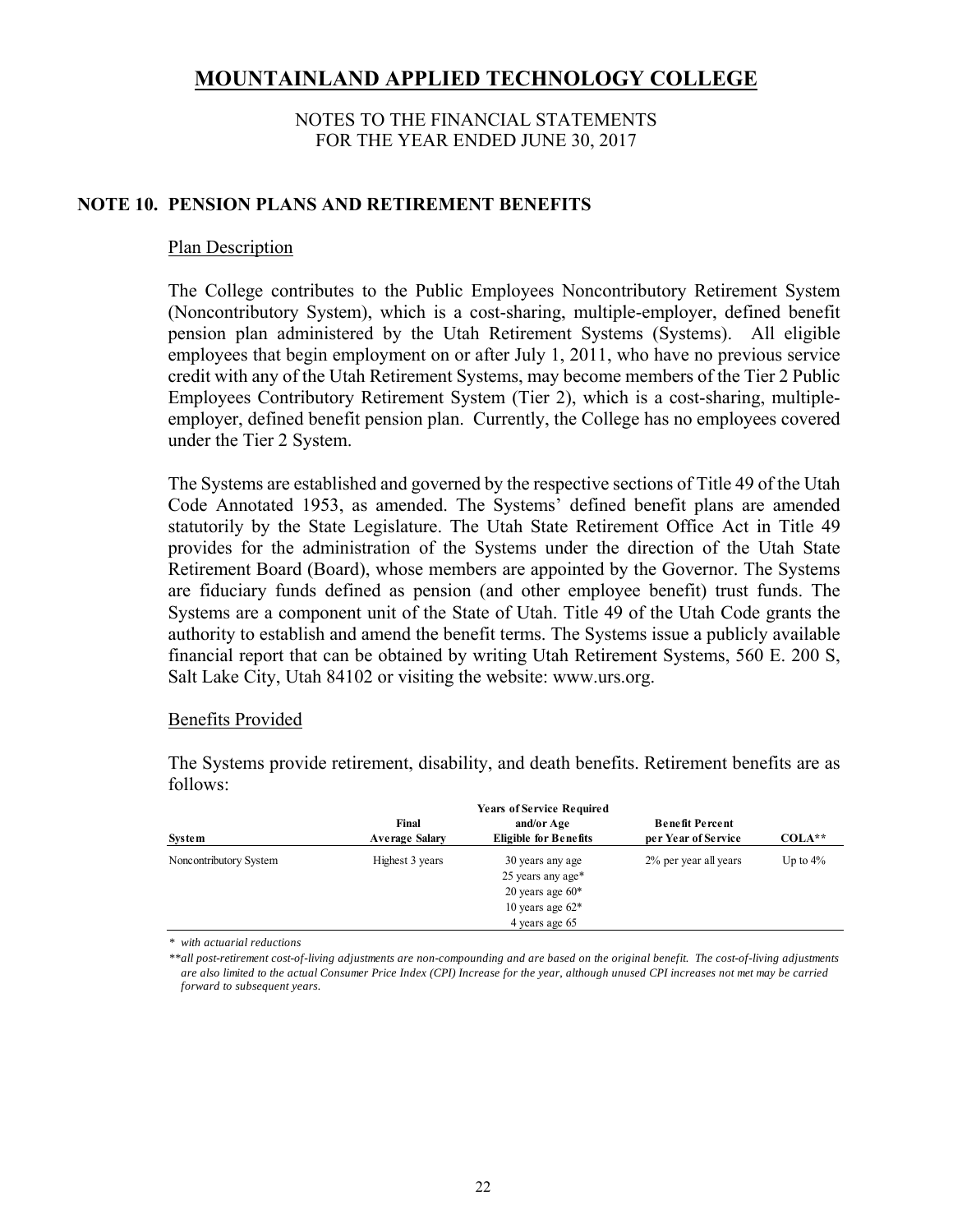# MOUNTAINLAND APPLIED TECHNOLOGY COLLEGE

NOTES TO THE FINANCIAL STATEMENTS
FOR THE YEAR ENDED JUNE 30, 2017

## NOTE 10. PENSION PLANS AND RETIREMENT BENEFITS

### Plan Description

The College contributes to the Public Employees Noncontributory Retirement System (Noncontributory System), which is a cost-sharing, multiple-employer, defined benefit pension plan administered by the Utah Retirement Systems (Systems). All eligible employees that begin employment on or after July 1, 2011, who have no previous service credit with any of the Utah Retirement Systems, may become members of the Tier 2 Public Employees Contributory Retirement System (Tier 2), which is a cost-sharing, multiple-employer, defined benefit pension plan. Currently, the College has no employees covered under the Tier 2 System.

The Systems are established and governed by the respective sections of Title 49 of the Utah Code Annotated 1953, as amended. The Systems' defined benefit plans are amended statutorily by the State Legislature. The Utah State Retirement Office Act in Title 49 provides for the administration of the Systems under the direction of the Utah State Retirement Board (Board), whose members are appointed by the Governor. The Systems are fiduciary funds defined as pension (and other employee benefit) trust funds. The Systems are a component unit of the State of Utah. Title 49 of the Utah Code grants the authority to establish and amend the benefit terms. The Systems issue a publicly available financial report that can be obtained by writing Utah Retirement Systems, 560 E. 200 S, Salt Lake City, Utah 84102 or visiting the website: www.urs.org.

### Benefits Provided

The Systems provide retirement, disability, and death benefits. Retirement benefits are as follows:

| System | Final Average Salary | Years of Service Required and/or Age Eligible for Benefits | Benefit Percent per Year of Service | COLA** |
|---|---|---|---|---|
| Noncontributory System | Highest 3 years | 30 years any age<br>25 years any age*<br>20 years age 60*<br>10 years age 62*<br>4 years age 65 | 2% per year all years | Up to 4% |

*\* with actuarial reductions*

*\*\*all post-retirement cost-of-living adjustments are non-compounding and are based on the original benefit. The cost-of-living adjustments are also limited to the actual Consumer Price Index (CPI) Increase for the year, although unused CPI increases not met may be carried forward to subsequent years.*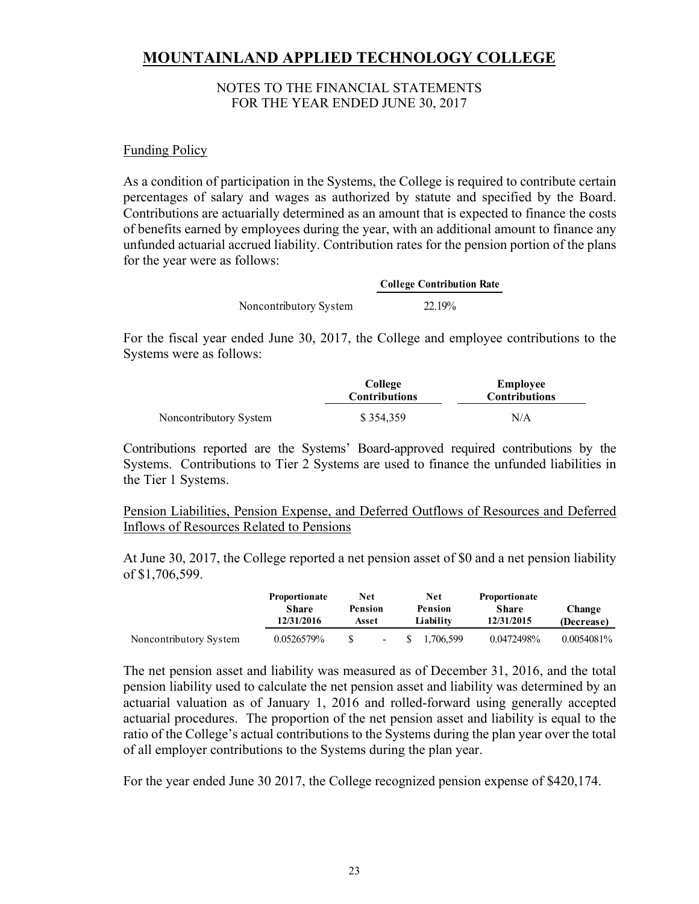# MOUNTAINLAND APPLIED TECHNOLOGY COLLEGE

NOTES TO THE FINANCIAL STATEMENTS
FOR THE YEAR ENDED JUNE 30, 2017

Funding Policy

As a condition of participation in the Systems, the College is required to contribute certain percentages of salary and wages as authorized by statute and specified by the Board. Contributions are actuarially determined as an amount that is expected to finance the costs of benefits earned by employees during the year, with an additional amount to finance any unfunded actuarial accrued liability. Contribution rates for the pension portion of the plans for the year were as follows:

| | College Contribution Rate |
|---|---|
| Noncontributory System | 22.19% |

For the fiscal year ended June 30, 2017, the College and employee contributions to the Systems were as follows:

| | College Contributions | Employee Contributions |
|---|---|---|
| Noncontributory System | $ 354,359 | N/A |

Contributions reported are the Systems' Board-approved required contributions by the Systems. Contributions to Tier 2 Systems are used to finance the unfunded liabilities in the Tier 1 Systems.

Pension Liabilities, Pension Expense, and Deferred Outflows of Resources and Deferred Inflows of Resources Related to Pensions

At June 30, 2017, the College reported a net pension asset of $0 and a net pension liability of $1,706,599.

| | Proportionate Share 12/31/2016 | Net Pension Asset | Net Pension Liability | Proportionate Share 12/31/2015 | Change (Decrease) |
|---|---|---|---|---|---|
| Noncontributory System | 0.0526579% | $ - | $ 1,706,599 | 0.0472498% | 0.0054081% |

The net pension asset and liability was measured as of December 31, 2016, and the total pension liability used to calculate the net pension asset and liability was determined by an actuarial valuation as of January 1, 2016 and rolled-forward using generally accepted actuarial procedures. The proportion of the net pension asset and liability is equal to the ratio of the College's actual contributions to the Systems during the plan year over the total of all employer contributions to the Systems during the plan year.

For the year ended June 30 2017, the College recognized pension expense of $420,174.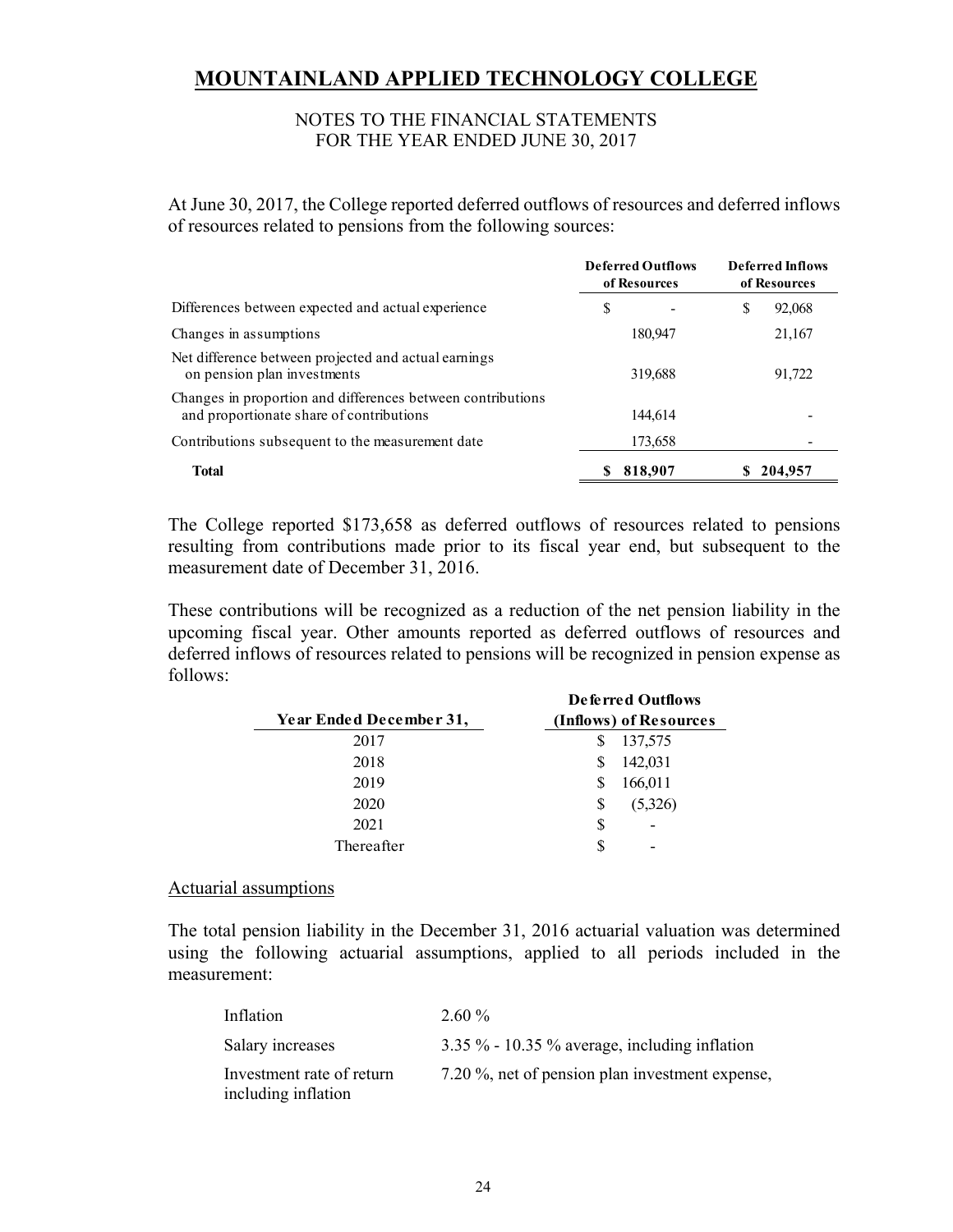# MOUNTAINLAND APPLIED TECHNOLOGY COLLEGE

NOTES TO THE FINANCIAL STATEMENTS
FOR THE YEAR ENDED JUNE 30, 2017

At June 30, 2017, the College reported deferred outflows of resources and deferred inflows of resources related to pensions from the following sources:

| | Deferred Outflows of Resources | Deferred Inflows of Resources |
|---|---|---|
| Differences between expected and actual experience | $ - | $ 92,068 |
| Changes in assumptions | 180,947 | 21,167 |
| Net difference between projected and actual earnings on pension plan investments | 319,688 | 91,722 |
| Changes in proportion and differences between contributions and proportionate share of contributions | 144,614 | - |
| Contributions subsequent to the measurement date | 173,658 | - |
| **Total** | **$ 818,907** | **$ 204,957** |

The College reported $173,658 as deferred outflows of resources related to pensions resulting from contributions made prior to its fiscal year end, but subsequent to the measurement date of December 31, 2016.

These contributions will be recognized as a reduction of the net pension liability in the upcoming fiscal year. Other amounts reported as deferred outflows of resources and deferred inflows of resources related to pensions will be recognized in pension expense as follows:

| Year Ended December 31, | Deferred Outflows (Inflows) of Resources |
|---|---|
| 2017 | $ 137,575 |
| 2018 | $ 142,031 |
| 2019 | $ 166,011 |
| 2020 | $ (5,326) |
| 2021 | $ - |
| Thereafter | $ - |

Actuarial assumptions

The total pension liability in the December 31, 2016 actuarial valuation was determined using the following actuarial assumptions, applied to all periods included in the measurement:

| | |
|---|---|
| Inflation | 2.60 % |
| Salary increases | 3.35 % - 10.35 % average, including inflation |
| Investment rate of return including inflation | 7.20 %, net of pension plan investment expense, |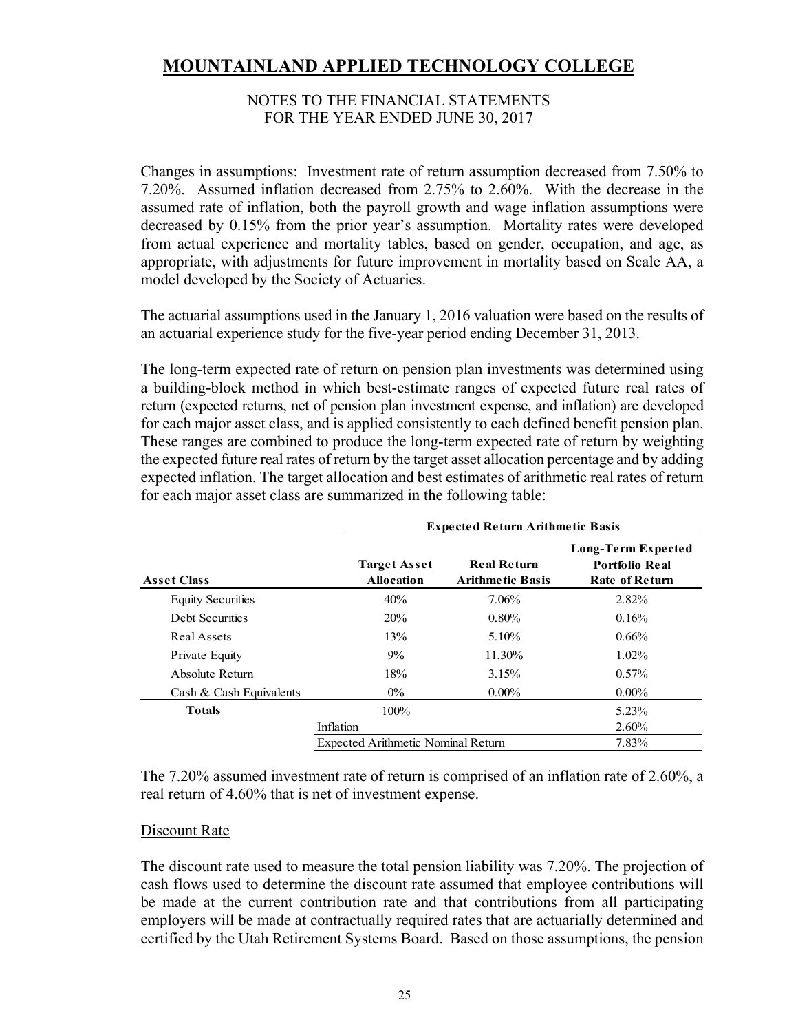Changes in assumptions: Investment rate of return assumption decreased from 7.50% to 7.20%. Assumed inflation decreased from 2.75% to 2.60%. With the decrease in the assumed rate of inflation, both the payroll growth and wage inflation assumptions were decreased by 0.15% from the prior year's assumption. Mortality rates were developed from actual experience and mortality tables, based on gender, occupation, and age, as appropriate, with adjustments for future improvement in mortality based on Scale AA, a model developed by the Society of Actuaries.

The actuarial assumptions used in the January 1, 2016 valuation were based on the results of an actuarial experience study for the five-year period ending December 31, 2013.

The long-term expected rate of return on pension plan investments was determined using a building-block method in which best-estimate ranges of expected future real rates of return (expected returns, net of pension plan investment expense, and inflation) are developed for each major asset class, and is applied consistently to each defined benefit pension plan. These ranges are combined to produce the long-term expected rate of return by weighting the expected future real rates of return by the target asset allocation percentage and by adding expected inflation. The target allocation and best estimates of arithmetic real rates of return for each major asset class are summarized in the following table:

| | Expected Return Arithmetic Basis | | |
|---|---|---|---|
| **Asset Class** | **Target Asset Allocation** | **Real Return Arithmetic Basis** | **Long-Term Expected Portfolio Real Rate of Return** |
| Equity Securities | 40% | 7.06% | 2.82% |
| Debt Securities | 20% | 0.80% | 0.16% |
| Real Assets | 13% | 5.10% | 0.66% |
| Private Equity | 9% | 11.30% | 1.02% |
| Absolute Return | 18% | 3.15% | 0.57% |
| Cash & Cash Equivalents | 0% | 0.00% | 0.00% |
| **Totals** | 100% | | 5.23% |
| | Inflation | | 2.60% |
| | Expected Arithmetic Nominal Return | | 7.83% |

The 7.20% assumed investment rate of return is comprised of an inflation rate of 2.60%, a real return of 4.60% that is net of investment expense.

## Discount Rate

The discount rate used to measure the total pension liability was 7.20%. The projection of cash flows used to determine the discount rate assumed that employee contributions will be made at the current contribution rate and that contributions from all participating employers will be made at contractually required rates that are actuarially determined and certified by the Utah Retirement Systems Board. Based on those assumptions, the pension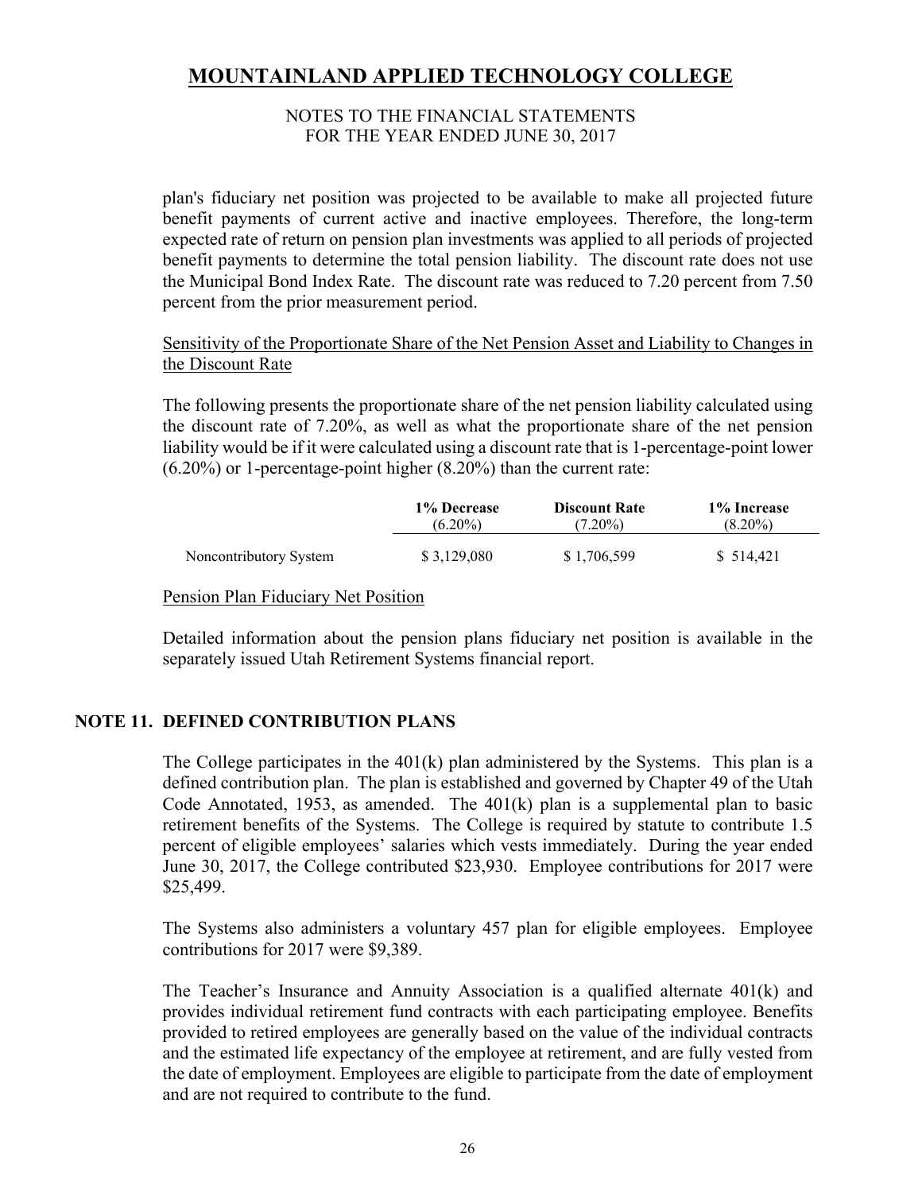plan's fiduciary net position was projected to be available to make all projected future benefit payments of current active and inactive employees. Therefore, the long-term expected rate of return on pension plan investments was applied to all periods of projected benefit payments to determine the total pension liability. The discount rate does not use the Municipal Bond Index Rate. The discount rate was reduced to 7.20 percent from 7.50 percent from the prior measurement period.

Sensitivity of the Proportionate Share of the Net Pension Asset and Liability to Changes in the Discount Rate

The following presents the proportionate share of the net pension liability calculated using the discount rate of 7.20%, as well as what the proportionate share of the net pension liability would be if it were calculated using a discount rate that is 1-percentage-point lower (6.20%) or 1-percentage-point higher (8.20%) than the current rate:

| | 1% Decrease (6.20%) | Discount Rate (7.20%) | 1% Increase (8.20%) |
|---|---|---|---|
| Noncontributory System | $ 3,129,080 | $ 1,706,599 | $ 514,421 |

Pension Plan Fiduciary Net Position

Detailed information about the pension plans fiduciary net position is available in the separately issued Utah Retirement Systems financial report.

## NOTE 11. DEFINED CONTRIBUTION PLANS

The College participates in the 401(k) plan administered by the Systems. This plan is a defined contribution plan. The plan is established and governed by Chapter 49 of the Utah Code Annotated, 1953, as amended. The 401(k) plan is a supplemental plan to basic retirement benefits of the Systems. The College is required by statute to contribute 1.5 percent of eligible employees' salaries which vests immediately. During the year ended June 30, 2017, the College contributed $23,930. Employee contributions for 2017 were $25,499.

The Systems also administers a voluntary 457 plan for eligible employees. Employee contributions for 2017 were $9,389.

The Teacher's Insurance and Annuity Association is a qualified alternate 401(k) and provides individual retirement fund contracts with each participating employee. Benefits provided to retired employees are generally based on the value of the individual contracts and the estimated life expectancy of the employee at retirement, and are fully vested from the date of employment. Employees are eligible to participate from the date of employment and are not required to contribute to the fund.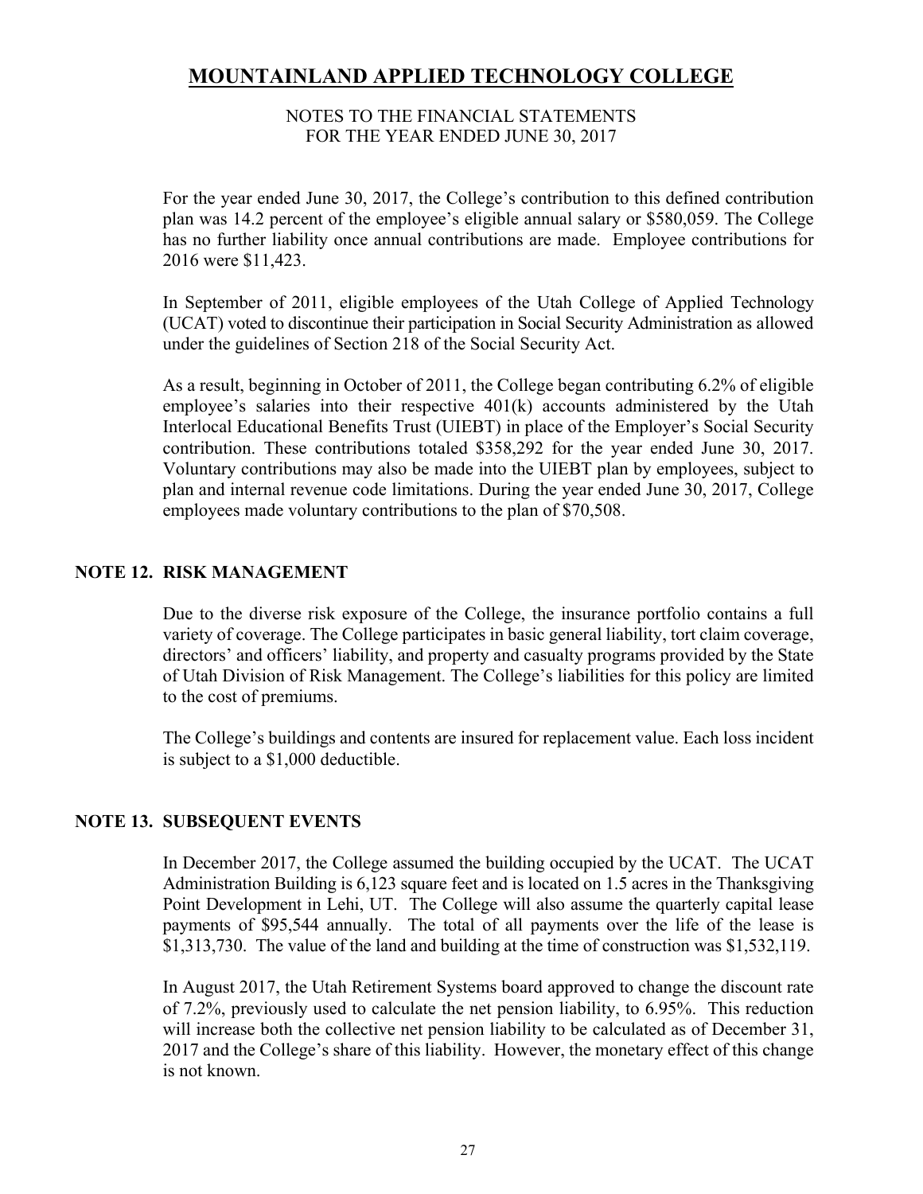For the year ended June 30, 2017, the College's contribution to this defined contribution plan was 14.2 percent of the employee's eligible annual salary or $580,059. The College has no further liability once annual contributions are made. Employee contributions for 2016 were $11,423.

In September of 2011, eligible employees of the Utah College of Applied Technology (UCAT) voted to discontinue their participation in Social Security Administration as allowed under the guidelines of Section 218 of the Social Security Act.

As a result, beginning in October of 2011, the College began contributing 6.2% of eligible employee's salaries into their respective 401(k) accounts administered by the Utah Interlocal Educational Benefits Trust (UIEBT) in place of the Employer's Social Security contribution. These contributions totaled $358,292 for the year ended June 30, 2017. Voluntary contributions may also be made into the UIEBT plan by employees, subject to plan and internal revenue code limitations. During the year ended June 30, 2017, College employees made voluntary contributions to the plan of $70,508.

## NOTE 12. RISK MANAGEMENT

Due to the diverse risk exposure of the College, the insurance portfolio contains a full variety of coverage. The College participates in basic general liability, tort claim coverage, directors' and officers' liability, and property and casualty programs provided by the State of Utah Division of Risk Management. The College's liabilities for this policy are limited to the cost of premiums.

The College's buildings and contents are insured for replacement value. Each loss incident is subject to a $1,000 deductible.

## NOTE 13. SUBSEQUENT EVENTS

In December 2017, the College assumed the building occupied by the UCAT. The UCAT Administration Building is 6,123 square feet and is located on 1.5 acres in the Thanksgiving Point Development in Lehi, UT. The College will also assume the quarterly capital lease payments of $95,544 annually. The total of all payments over the life of the lease is $1,313,730. The value of the land and building at the time of construction was $1,532,119.

In August 2017, the Utah Retirement Systems board approved to change the discount rate of 7.2%, previously used to calculate the net pension liability, to 6.95%. This reduction will increase both the collective net pension liability to be calculated as of December 31, 2017 and the College's share of this liability. However, the monetary effect of this change is not known.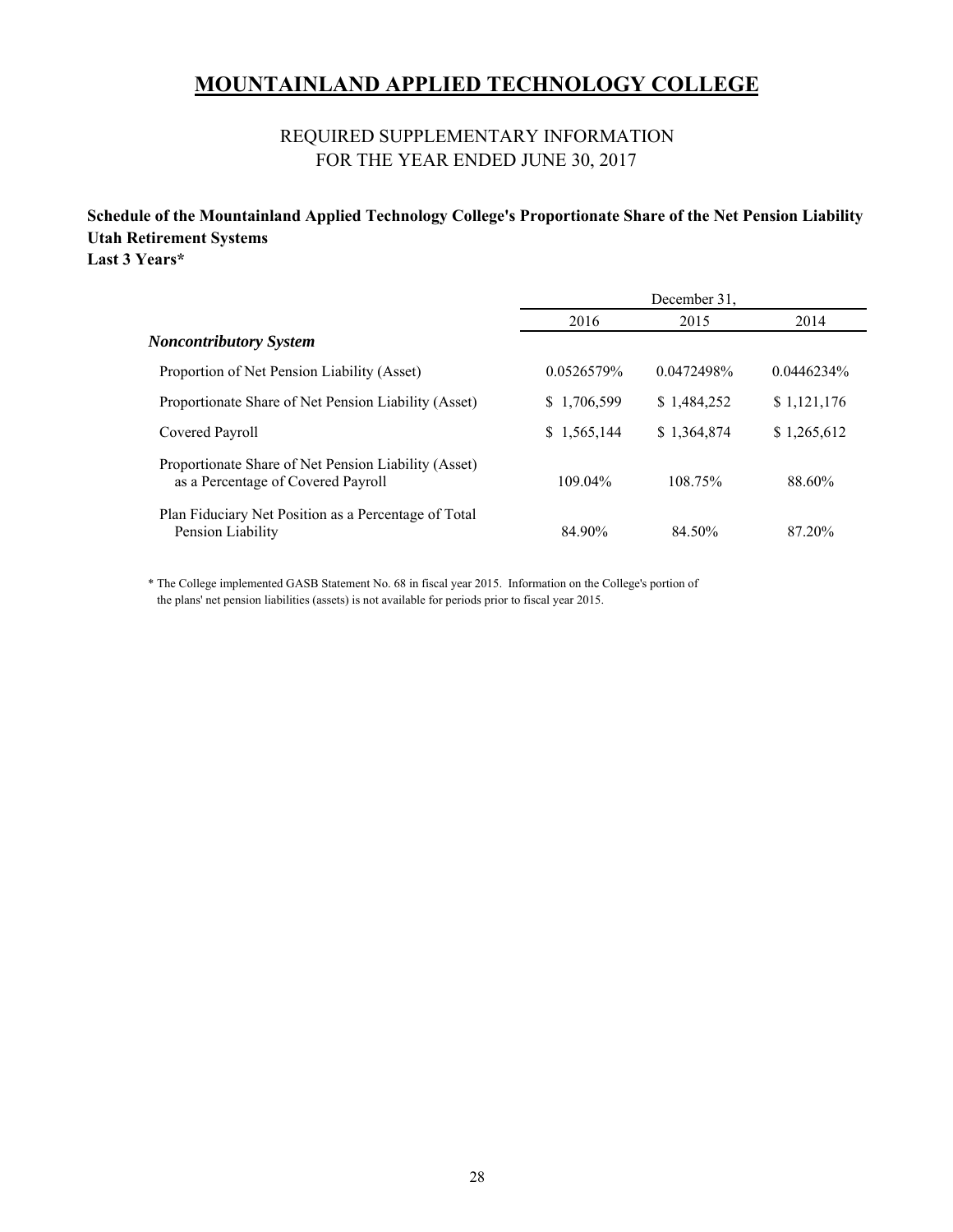# MOUNTAINLAND APPLIED TECHNOLOGY COLLEGE

## REQUIRED SUPPLEMENTARY INFORMATION
## FOR THE YEAR ENDED JUNE 30, 2017

**Schedule of the Mountainland Applied Technology College's Proportionate Share of the Net Pension Liability**
**Utah Retirement Systems**
**Last 3 Years***

| | December 31, | | |
|---|---|---|---|
| | 2016 | 2015 | 2014 |
| ***Noncontributory System*** | | | |
| Proportion of Net Pension Liability (Asset) | 0.0526579% | 0.0472498% | 0.0446234% |
| Proportionate Share of Net Pension Liability (Asset) | $ 1,706,599 | $ 1,484,252 | $ 1,121,176 |
| Covered Payroll | $ 1,565,144 | $ 1,364,874 | $ 1,265,612 |
| Proportionate Share of Net Pension Liability (Asset) as a Percentage of Covered Payroll | 109.04% | 108.75% | 88.60% |
| Plan Fiduciary Net Position as a Percentage of Total Pension Liability | 84.90% | 84.50% | 87.20% |

* The College implemented GASB Statement No. 68 in fiscal year 2015. Information on the College's portion of the plans' net pension liabilities (assets) is not available for periods prior to fiscal year 2015.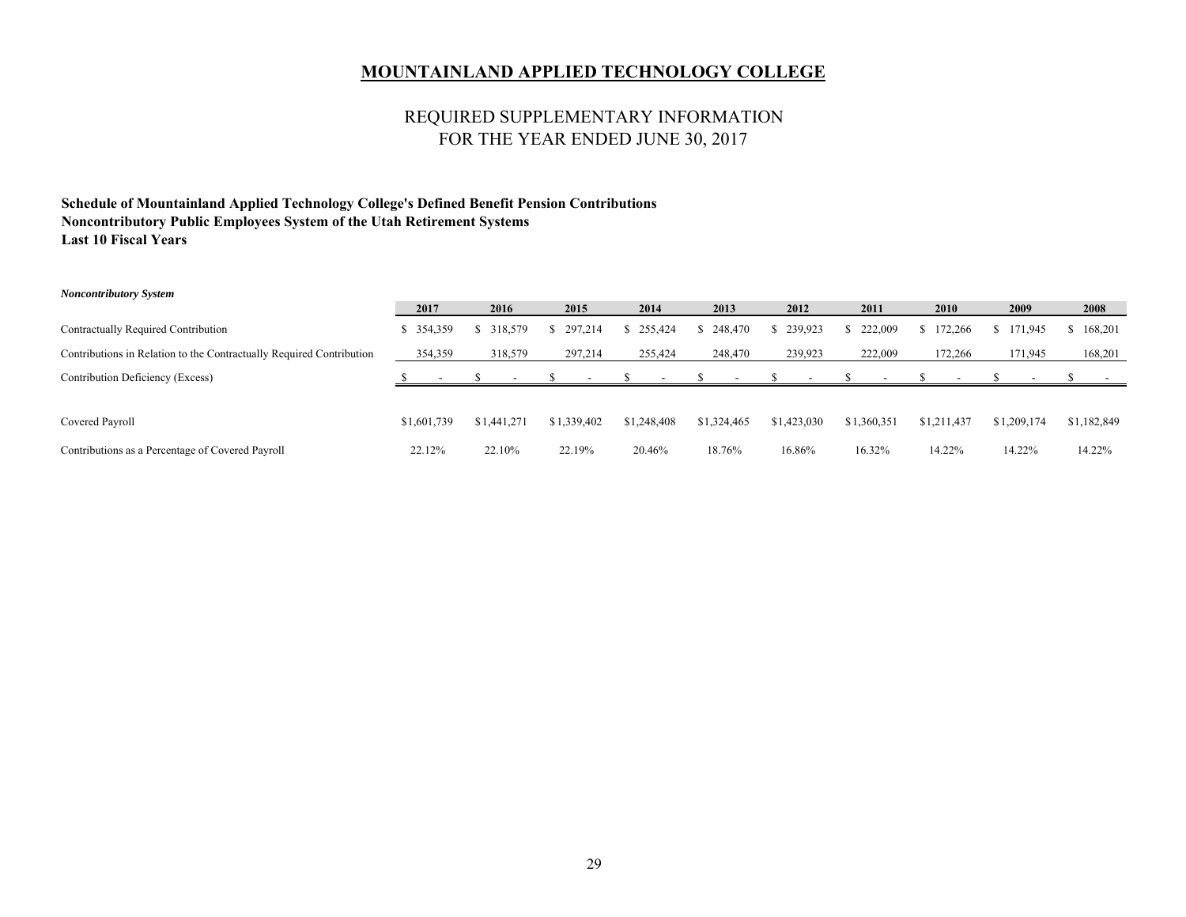# MOUNTAINLAND APPLIED TECHNOLOGY COLLEGE

## REQUIRED SUPPLEMENTARY INFORMATION
## FOR THE YEAR ENDED JUNE 30, 2017

**Schedule of Mountainland Applied Technology College's Defined Benefit Pension Contributions**
**Noncontributory Public Employees System of the Utah Retirement Systems**
**Last 10 Fiscal Years**

***Noncontributory System***

| | 2017 | 2016 | 2015 | 2014 | 2013 | 2012 | 2011 | 2010 | 2009 | 2008 |
|---|---|---|---|---|---|---|---|---|---|---|
| Contractually Required Contribution | $ 354,359 | $ 318,579 | $ 297,214 | $ 255,424 | $ 248,470 | $ 239,923 | $ 222,009 | $ 172,266 | $ 171,945 | $ 168,201 |
| Contributions in Relation to the Contractually Required Contribution | 354,359 | 318,579 | 297,214 | 255,424 | 248,470 | 239,923 | 222,009 | 172,266 | 171,945 | 168,201 |
| Contribution Deficiency (Excess) | $ - | $ - | $ - | $ - | $ - | $ - | $ - | $ - | $ - | $ - |
| Covered Payroll | $1,601,739 | $1,441,271 | $1,339,402 | $1,248,408 | $1,324,465 | $1,423,030 | $1,360,351 | $1,211,437 | $1,209,174 | $1,182,849 |
| Contributions as a Percentage of Covered Payroll | 22.12% | 22.10% | 22.19% | 20.46% | 18.76% | 16.86% | 16.32% | 14.22% | 14.22% | 14.22% |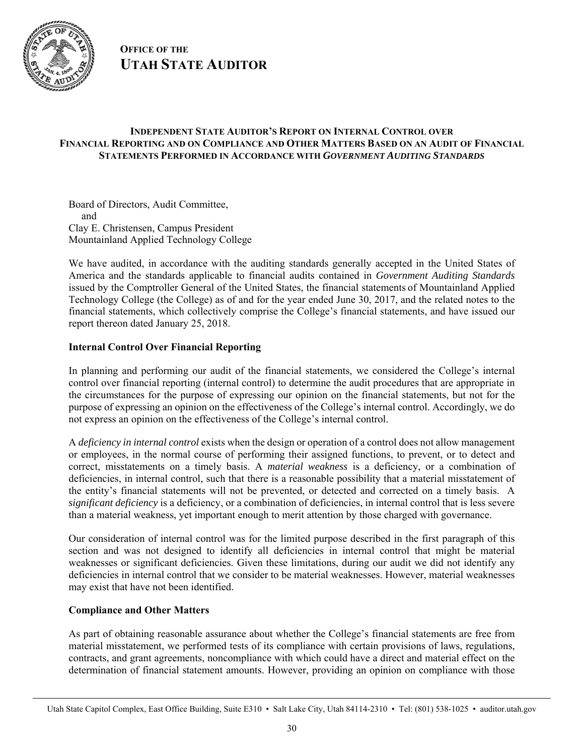**OFFICE OF THE**
**UTAH STATE AUDITOR**

## INDEPENDENT STATE AUDITOR'S REPORT ON INTERNAL CONTROL OVER FINANCIAL REPORTING AND ON COMPLIANCE AND OTHER MATTERS BASED ON AN AUDIT OF FINANCIAL STATEMENTS PERFORMED IN ACCORDANCE WITH *GOVERNMENT AUDITING STANDARDS*

Board of Directors, Audit Committee,
and
Clay E. Christensen, Campus President
Mountainland Applied Technology College

We have audited, in accordance with the auditing standards generally accepted in the United States of America and the standards applicable to financial audits contained in *Government Auditing Standards* issued by the Comptroller General of the United States, the financial statements of Mountainland Applied Technology College (the College) as of and for the year ended June 30, 2017, and the related notes to the financial statements, which collectively comprise the College's financial statements, and have issued our report thereon dated January 25, 2018.

### Internal Control Over Financial Reporting

In planning and performing our audit of the financial statements, we considered the College's internal control over financial reporting (internal control) to determine the audit procedures that are appropriate in the circumstances for the purpose of expressing our opinion on the financial statements, but not for the purpose of expressing an opinion on the effectiveness of the College's internal control. Accordingly, we do not express an opinion on the effectiveness of the College's internal control.

A *deficiency in internal control* exists when the design or operation of a control does not allow management or employees, in the normal course of performing their assigned functions, to prevent, or to detect and correct, misstatements on a timely basis. A *material weakness* is a deficiency, or a combination of deficiencies, in internal control, such that there is a reasonable possibility that a material misstatement of the entity's financial statements will not be prevented, or detected and corrected on a timely basis. A *significant deficiency* is a deficiency, or a combination of deficiencies, in internal control that is less severe than a material weakness, yet important enough to merit attention by those charged with governance.

Our consideration of internal control was for the limited purpose described in the first paragraph of this section and was not designed to identify all deficiencies in internal control that might be material weaknesses or significant deficiencies. Given these limitations, during our audit we did not identify any deficiencies in internal control that we consider to be material weaknesses. However, material weaknesses may exist that have not been identified.

### Compliance and Other Matters

As part of obtaining reasonable assurance about whether the College's financial statements are free from material misstatement, we performed tests of its compliance with certain provisions of laws, regulations, contracts, and grant agreements, noncompliance with which could have a direct and material effect on the determination of financial statement amounts. However, providing an opinion on compliance with those

Utah State Capitol Complex, East Office Building, Suite E310 • Salt Lake City, Utah 84114-2310 • Tel: (801) 538-1025 • auditor.utah.gov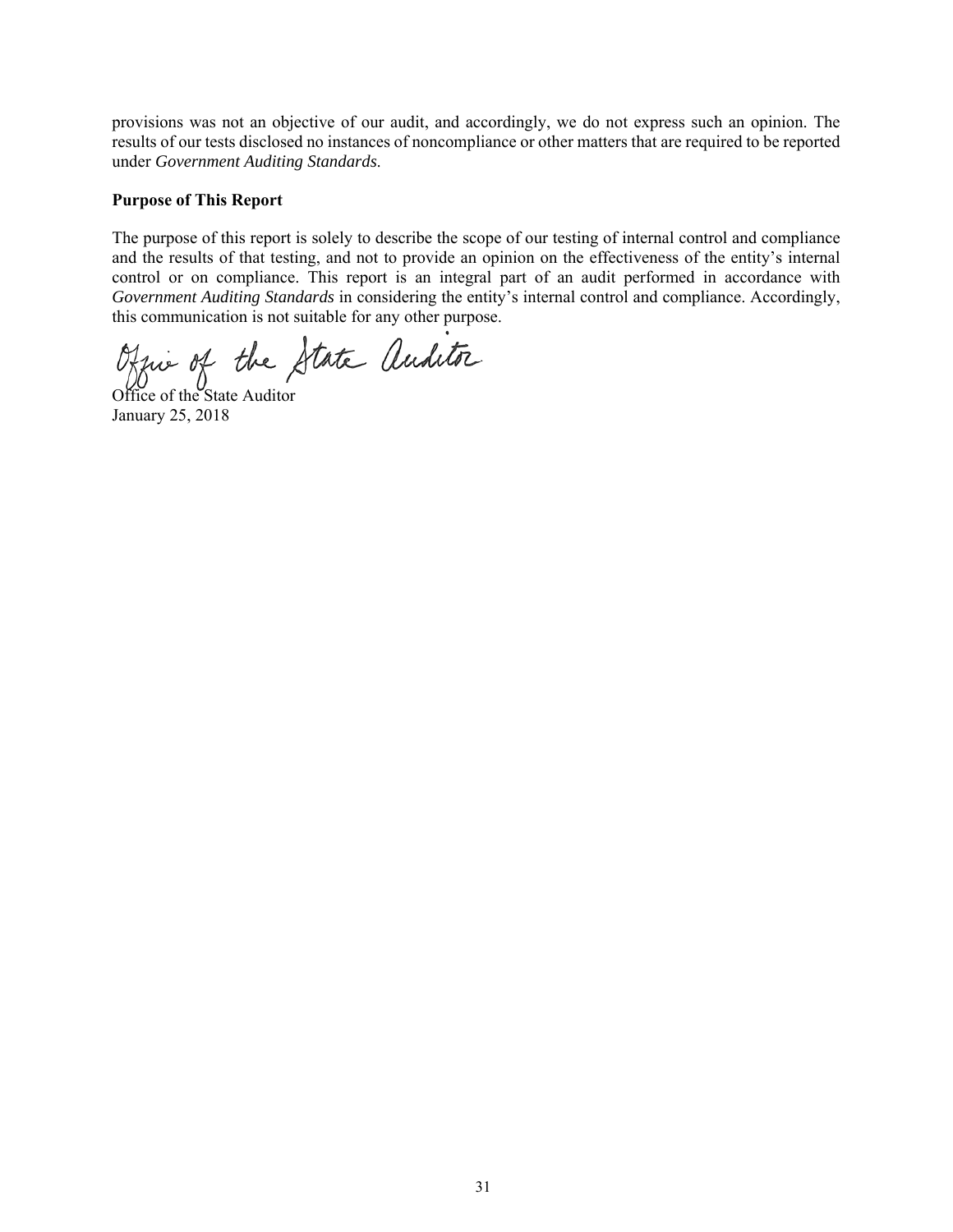provisions was not an objective of our audit, and accordingly, we do not express such an opinion. The results of our tests disclosed no instances of noncompliance or other matters that are required to be reported under *Government Auditing Standards.*

**Purpose of This Report**

The purpose of this report is solely to describe the scope of our testing of internal control and compliance and the results of that testing, and not to provide an opinion on the effectiveness of the entity's internal control or on compliance. This report is an integral part of an audit performed in accordance with *Government Auditing Standards* in considering the entity's internal control and compliance. Accordingly, this communication is not suitable for any other purpose.

Office of the State Auditor

Office of the State Auditor
January 25, 2018